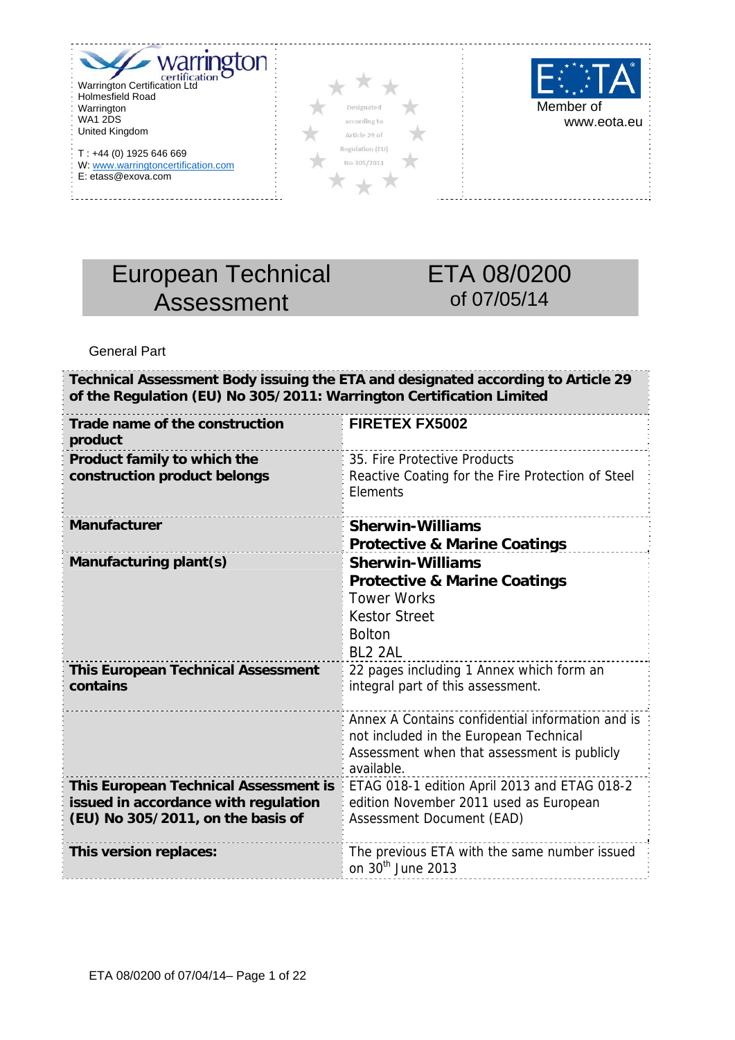Warrington Certification Ltd
Holmesfield Road
Warrington
WA1 2DS
United Kingdom

T : +44 (0) 1925 646 669
W: www.warringtoncertification.com
E: etass@exova.com

Designated according to Article 29 of Regulation (EU) No 305/2011

Member of
www.eota.eu

# European Technical Assessment

# ETA 08/0200 of 07/05/14

General Part

| Technical Assessment Body issuing the ETA and designated according to Article 29 of the Regulation (EU) No 305/2011: Warrington Certification Limited | |
|---|---|
| **Trade name of the construction product** | **FIRETEX FX5002** |
| **Product family to which the construction product belongs** | 35. Fire Protective Products<br>Reactive Coating for the Fire Protection of Steel Elements |
| **Manufacturer** | **Sherwin-Williams**<br>**Protective & Marine Coatings** |
| **Manufacturing plant(s)** | **Sherwin-Williams**<br>**Protective & Marine Coatings**<br>Tower Works<br>Kestor Street<br>Bolton<br>BL2 2AL |
| **This European Technical Assessment contains** | 22 pages including 1 Annex which form an integral part of this assessment. |
| | Annex A Contains confidential information and is not included in the European Technical Assessment when that assessment is publicly available. |
| **This European Technical Assessment is issued in accordance with regulation (EU) No 305/2011, on the basis of** | ETAG 018-1 edition April 2013 and ETAG 018-2 edition November 2011 used as European Assessment Document (EAD) |
| **This version replaces:** | The previous ETA with the same number issued on 30th June 2013 |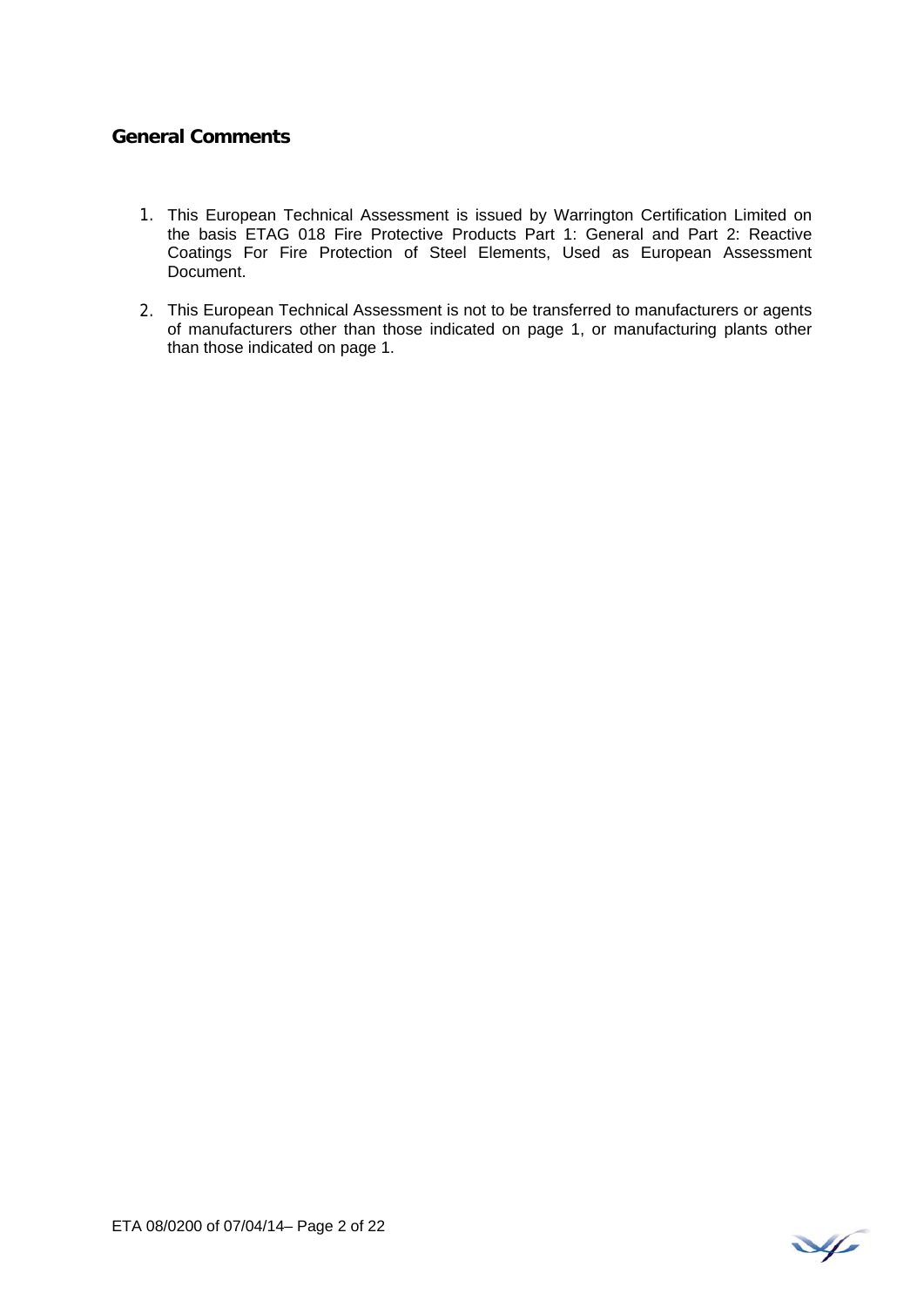## General Comments

1. This European Technical Assessment is issued by Warrington Certification Limited on the basis ETAG 018 Fire Protective Products Part 1: General and Part 2: Reactive Coatings For Fire Protection of Steel Elements, Used as European Assessment Document.

2. This European Technical Assessment is not to be transferred to manufacturers or agents of manufacturers other than those indicated on page 1, or manufacturing plants other than those indicated on page 1.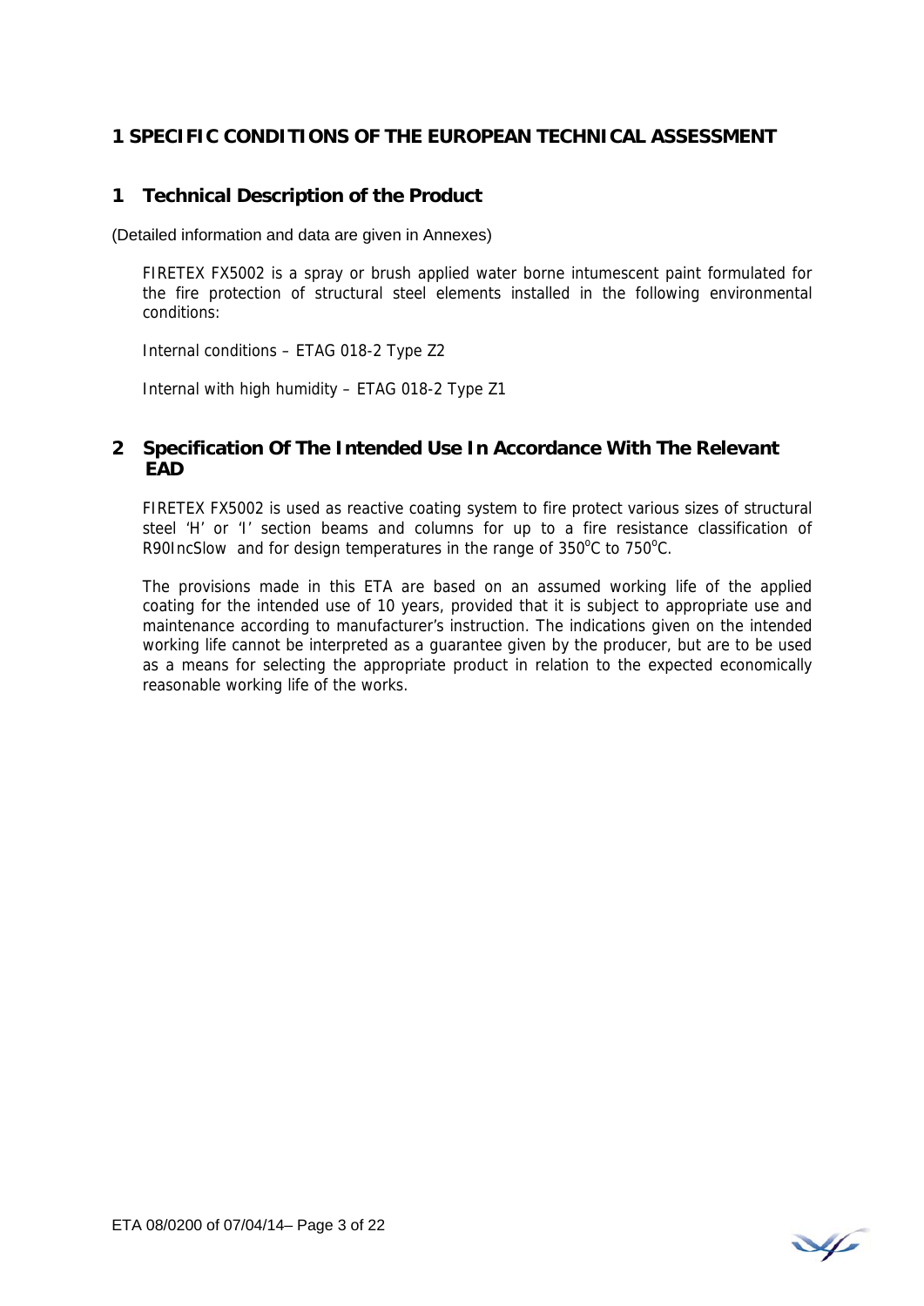# 1 SPECIFIC CONDITIONS OF THE EUROPEAN TECHNICAL ASSESSMENT

## 1 Technical Description of the Product

(Detailed information and data are given in Annexes)

FIRETEX FX5002 is a spray or brush applied water borne intumescent paint formulated for the fire protection of structural steel elements installed in the following environmental conditions:

Internal conditions – ETAG 018-2 Type Z2

Internal with high humidity – ETAG 018-2 Type Z1

## 2 Specification Of The Intended Use In Accordance With The Relevant EAD

FIRETEX FX5002 is used as reactive coating system to fire protect various sizes of structural steel 'H' or 'I' section beams and columns for up to a fire resistance classification of R90IncSlow and for design temperatures in the range of 350°C to 750°C.

The provisions made in this ETA are based on an assumed working life of the applied coating for the intended use of 10 years, provided that it is subject to appropriate use and maintenance according to manufacturer's instruction. The indications given on the intended working life cannot be interpreted as a guarantee given by the producer, but are to be used as a means for selecting the appropriate product in relation to the expected economically reasonable working life of the works.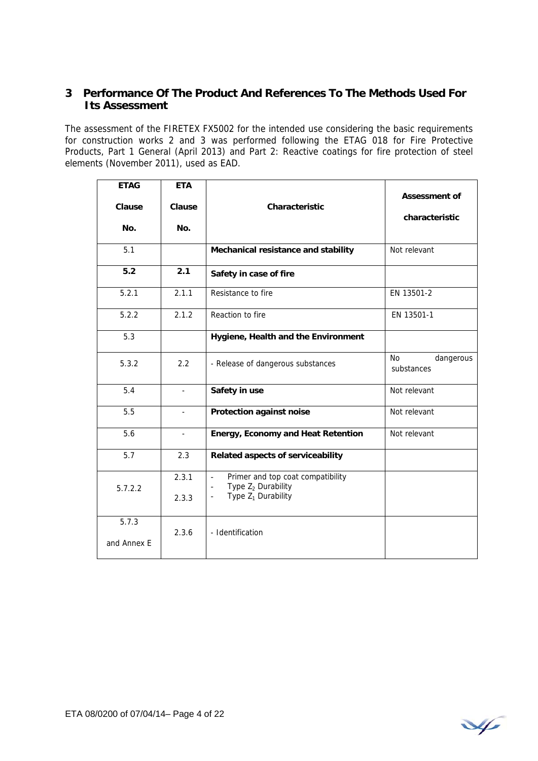## 3 Performance Of The Product And References To The Methods Used For Its Assessment

The assessment of the FIRETEX FX5002 for the intended use considering the basic requirements for construction works 2 and 3 was performed following the ETAG 018 for Fire Protective Products, Part 1 General (April 2013) and Part 2: Reactive coatings for fire protection of steel elements (November 2011), used as EAD.

| ETAG Clause No. | ETA Clause No. | Characteristic | Assessment of characteristic |
|---|---|---|---|
| 5.1 | | **Mechanical resistance and stability** | Not relevant |
| **5.2** | **2.1** | **Safety in case of fire** | |
| 5.2.1 | 2.1.1 | Resistance to fire | EN 13501-2 |
| 5.2.2 | 2.1.2 | Reaction to fire | EN 13501-1 |
| 5.3 | | **Hygiene, Health and the Environment** | |
| 5.3.2 | 2.2 | - Release of dangerous substances | No dangerous substances |
| 5.4 | - | **Safety in use** | Not relevant |
| 5.5 | - | **Protection against noise** | Not relevant |
| 5.6 | - | **Energy, Economy and Heat Retention** | Not relevant |
| 5.7 | 2.3 | **Related aspects of serviceability** | |
| 5.7.2.2 | 2.3.1<br>2.3.3 | - Primer and top coat compatibility<br>- Type $Z_2$ Durability<br>- Type $Z_1$ Durability | |
| 5.7.3 and Annex E | 2.3.6 | - Identification | |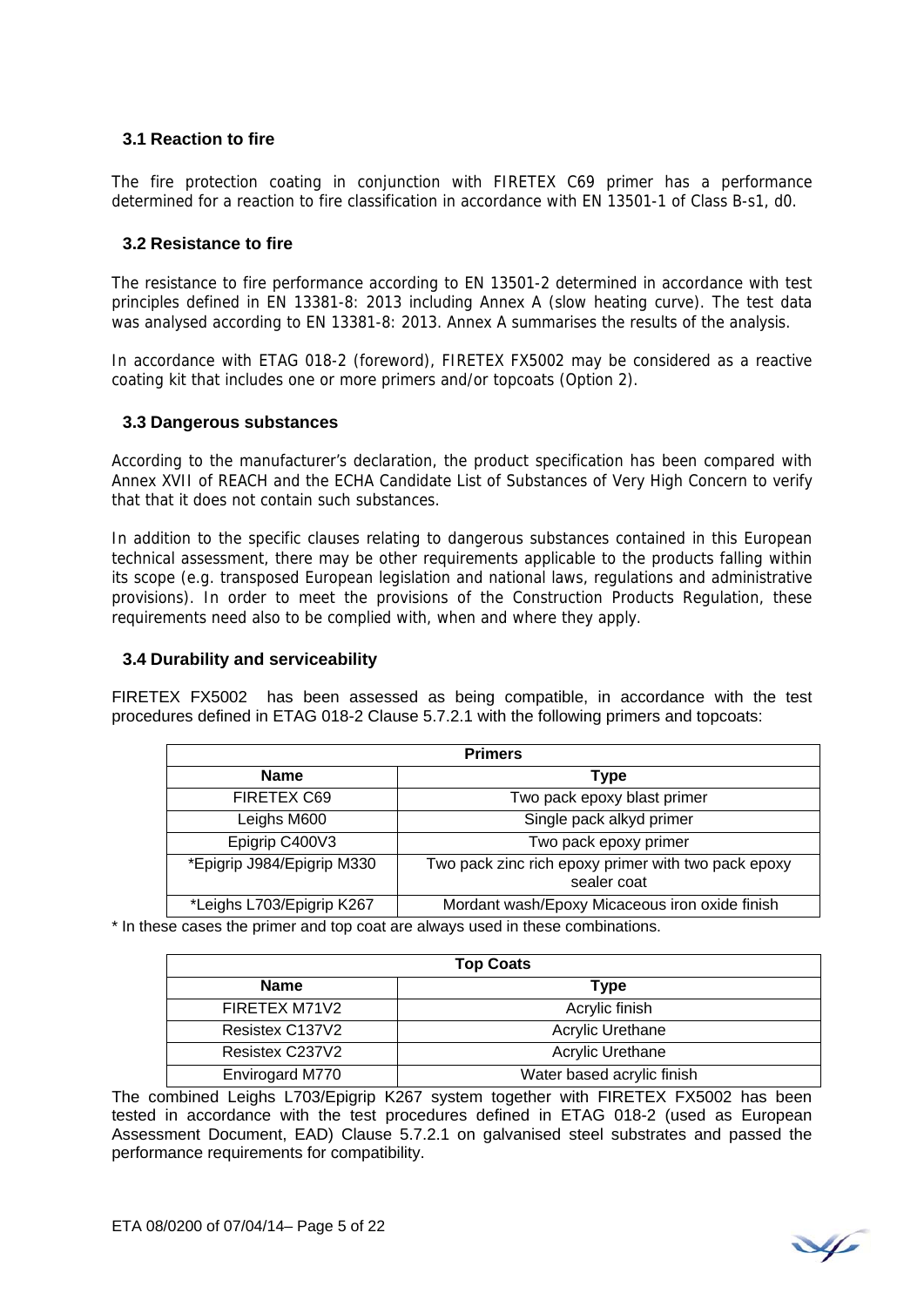### 3.1 Reaction to fire

The fire protection coating in conjunction with FIRETEX C69 primer has a performance determined for a reaction to fire classification in accordance with EN 13501-1 of Class B-s1, d0.

### 3.2 Resistance to fire

The resistance to fire performance according to EN 13501-2 determined in accordance with test principles defined in EN 13381-8: 2013 including Annex A (slow heating curve). The test data was analysed according to EN 13381-8: 2013. Annex A summarises the results of the analysis.

In accordance with ETAG 018-2 (foreword), FIRETEX FX5002 may be considered as a reactive coating kit that includes one or more primers and/or topcoats (Option 2).

### 3.3 Dangerous substances

According to the manufacturer's declaration, the product specification has been compared with Annex XVII of REACH and the ECHA Candidate List of Substances of Very High Concern to verify that that it does not contain such substances.

In addition to the specific clauses relating to dangerous substances contained in this European technical assessment, there may be other requirements applicable to the products falling within its scope (e.g. transposed European legislation and national laws, regulations and administrative provisions). In order to meet the provisions of the Construction Products Regulation, these requirements need also to be complied with, when and where they apply.

### 3.4 Durability and serviceability

FIRETEX FX5002 has been assessed as being compatible, in accordance with the test procedures defined in ETAG 018-2 Clause 5.7.2.1 with the following primers and topcoats:

| Primers | |
|---|---|
| **Name** | **Type** |
| FIRETEX C69 | Two pack epoxy blast primer |
| Leighs M600 | Single pack alkyd primer |
| Epigrip C400V3 | Two pack epoxy primer |
| *Epigrip J984/Epigrip M330 | Two pack zinc rich epoxy primer with two pack epoxy sealer coat |
| *Leighs L703/Epigrip K267 | Mordant wash/Epoxy Micaceous iron oxide finish |

* In these cases the primer and top coat are always used in these combinations.

| Top Coats | |
|---|---|
| **Name** | **Type** |
| FIRETEX M71V2 | Acrylic finish |
| Resistex C137V2 | Acrylic Urethane |
| Resistex C237V2 | Acrylic Urethane |
| Envirogard M770 | Water based acrylic finish |

The combined Leighs L703/Epigrip K267 system together with FIRETEX FX5002 has been tested in accordance with the test procedures defined in ETAG 018-2 (used as European Assessment Document, EAD) Clause 5.7.2.1 on galvanised steel substrates and passed the performance requirements for compatibility.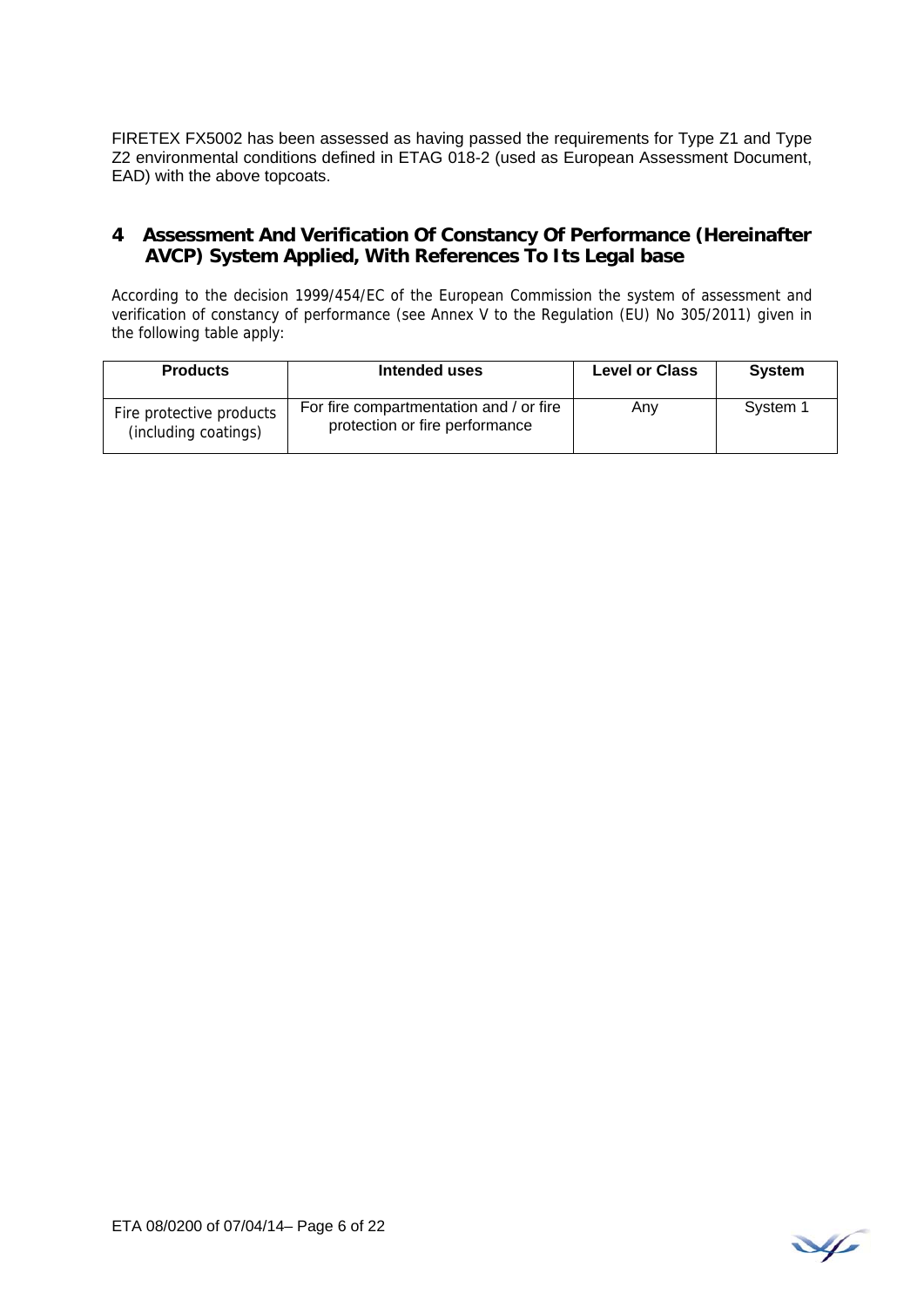FIRETEX FX5002 has been assessed as having passed the requirements for Type Z1 and Type Z2 environmental conditions defined in ETAG 018-2 (used as European Assessment Document, EAD) with the above topcoats.

## 4 Assessment And Verification Of Constancy Of Performance (Hereinafter AVCP) System Applied, With References To Its Legal base

According to the decision 1999/454/EC of the European Commission the system of assessment and verification of constancy of performance (see Annex V to the Regulation (EU) No 305/2011) given in the following table apply:

| Products | Intended uses | Level or Class | System |
|---|---|---|---|
| Fire protective products (including coatings) | For fire compartmentation and / or fire protection or fire performance | Any | System 1 |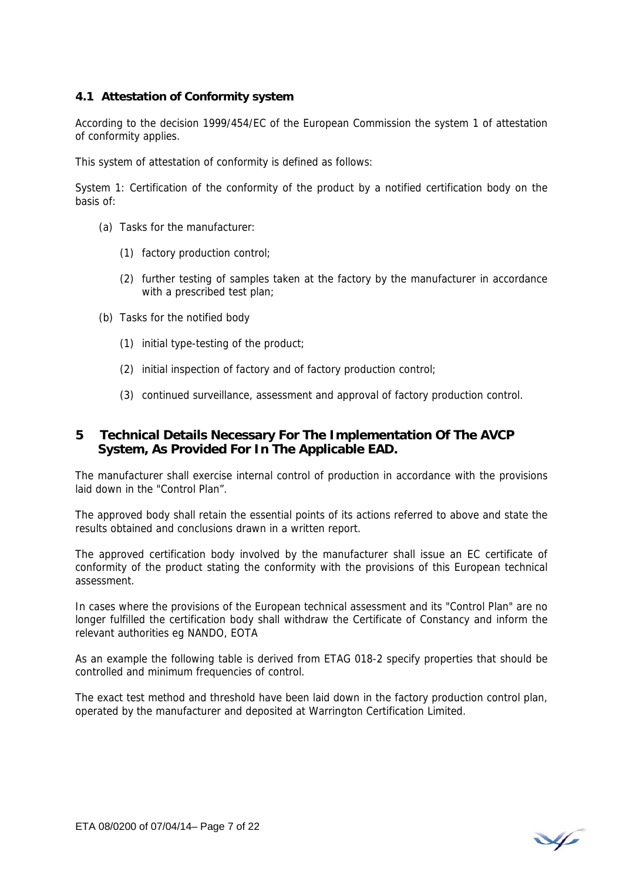### 4.1 Attestation of Conformity system

According to the decision 1999/454/EC of the European Commission the system 1 of attestation of conformity applies.

This system of attestation of conformity is defined as follows:

System 1: Certification of the conformity of the product by a notified certification body on the basis of:

(a) Tasks for the manufacturer:

   (1) factory production control;

   (2) further testing of samples taken at the factory by the manufacturer in accordance with a prescribed test plan;

(b) Tasks for the notified body

   (1) initial type-testing of the product;

   (2) initial inspection of factory and of factory production control;

   (3) continued surveillance, assessment and approval of factory production control.

## 5 Technical Details Necessary For The Implementation Of The AVCP System, As Provided For In The Applicable EAD.

The manufacturer shall exercise internal control of production in accordance with the provisions laid down in the "Control Plan".

The approved body shall retain the essential points of its actions referred to above and state the results obtained and conclusions drawn in a written report.

The approved certification body involved by the manufacturer shall issue an EC certificate of conformity of the product stating the conformity with the provisions of this European technical assessment.

In cases where the provisions of the European technical assessment and its "Control Plan" are no longer fulfilled the certification body shall withdraw the Certificate of Constancy and inform the relevant authorities eg NANDO, EOTA

As an example the following table is derived from ETAG 018-2 specify properties that should be controlled and minimum frequencies of control.

The exact test method and threshold have been laid down in the factory production control plan, operated by the manufacturer and deposited at Warrington Certification Limited.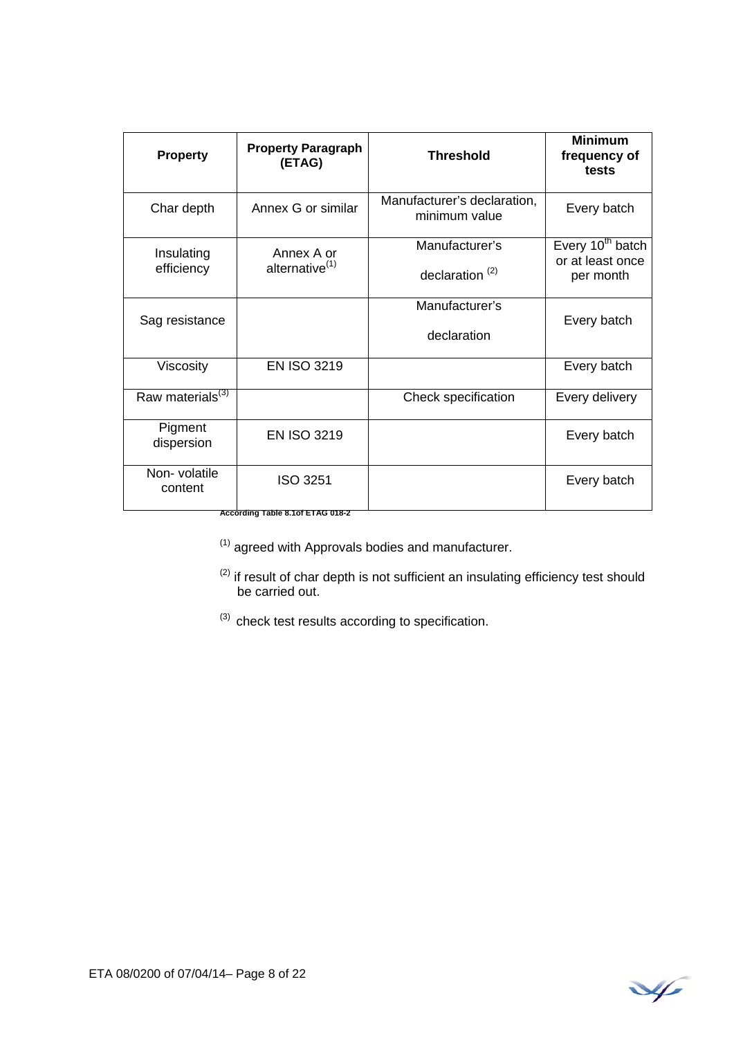| Property | Property Paragraph (ETAG) | Threshold | Minimum frequency of tests |
|---|---|---|---|
| Char depth | Annex G or similar | Manufacturer's declaration, minimum value | Every batch |
| Insulating efficiency | Annex A or alternative[1] | Manufacturer's declaration [2] | Every $10^{th}$ batch or at least once per month |
| Sag resistance | | Manufacturer's declaration | Every batch |
| Viscosity | EN ISO 3219 | | Every batch |
| Raw materials[3] | | Check specification | Every delivery |
| Pigment dispersion | EN ISO 3219 | | Every batch |
| Non- volatile content | ISO 3251 | | Every batch |

**According Table 8.1of ETAG 018-2**

[1] agreed with Approvals bodies and manufacturer.

[2] if result of char depth is not sufficient an insulating efficiency test should be carried out.

[3] check test results according to specification.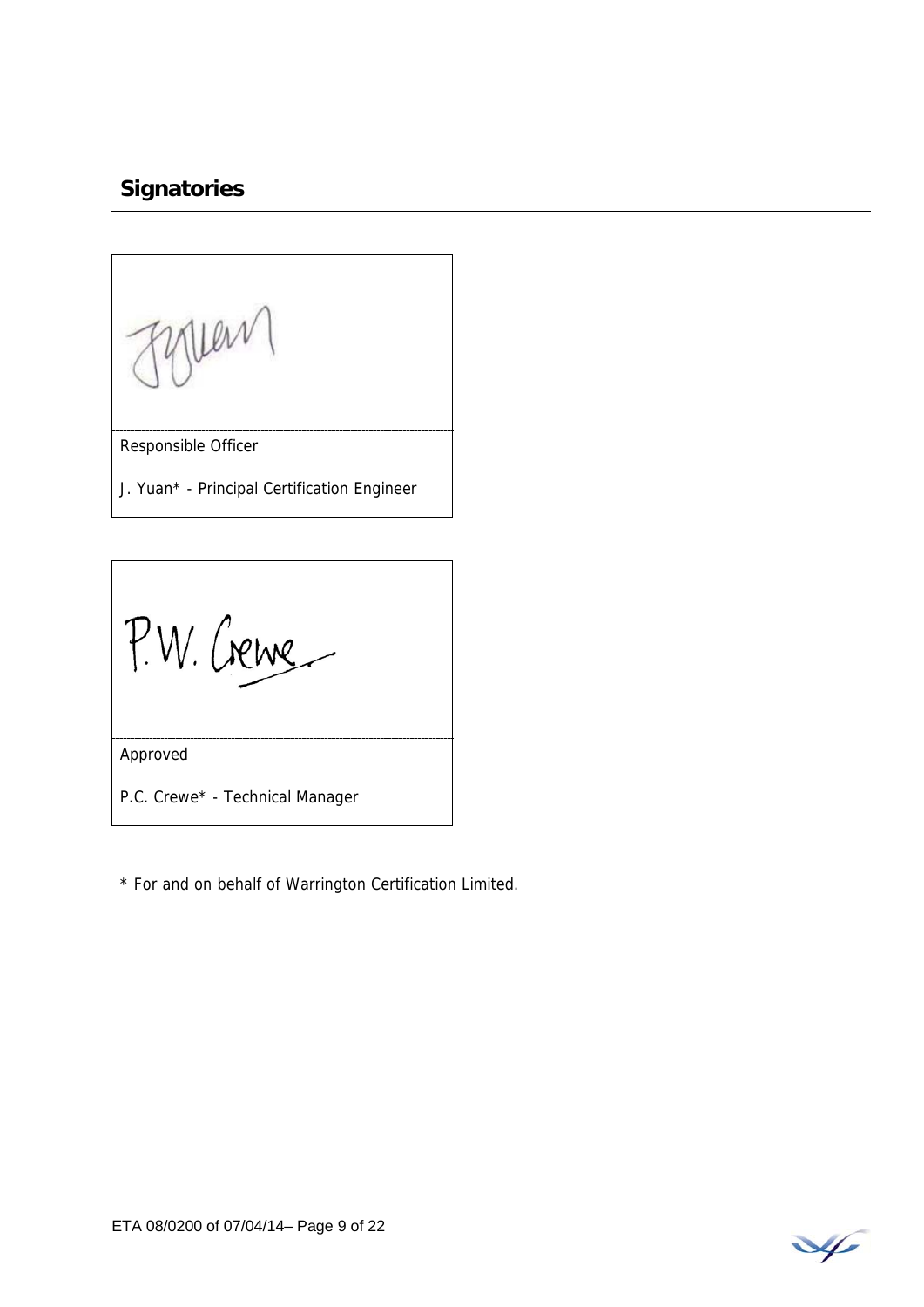## Signatories

Responsible Officer

J. Yuan* - Principal Certification Engineer

Approved

P.C. Crewe* - Technical Manager

* For and on behalf of Warrington Certification Limited.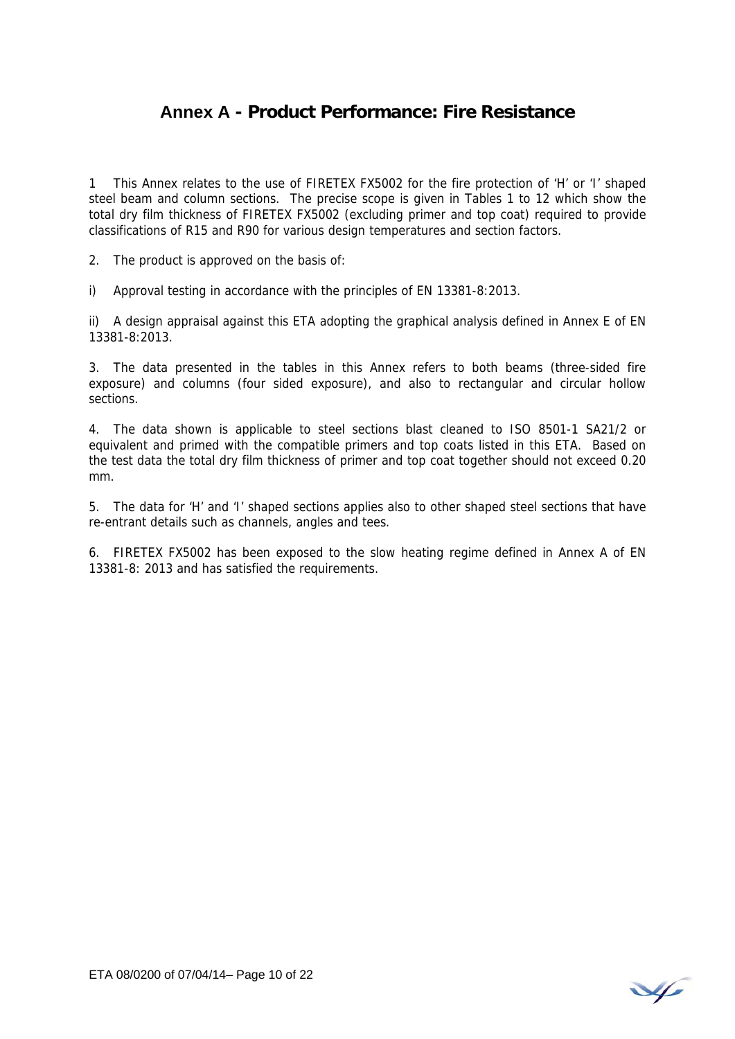# Annex A - Product Performance: Fire Resistance

1 This Annex relates to the use of FIRETEX FX5002 for the fire protection of 'H' or 'I' shaped steel beam and column sections. The precise scope is given in Tables 1 to 12 which show the total dry film thickness of FIRETEX FX5002 (excluding primer and top coat) required to provide classifications of R15 and R90 for various design temperatures and section factors.

2. The product is approved on the basis of:

i) Approval testing in accordance with the principles of EN 13381-8:2013.

ii) A design appraisal against this ETA adopting the graphical analysis defined in Annex E of EN 13381-8:2013.

3. The data presented in the tables in this Annex refers to both beams (three-sided fire exposure) and columns (four sided exposure), and also to rectangular and circular hollow sections.

4. The data shown is applicable to steel sections blast cleaned to ISO 8501-1 SA21/2 or equivalent and primed with the compatible primers and top coats listed in this ETA. Based on the test data the total dry film thickness of primer and top coat together should not exceed 0.20 mm.

5. The data for 'H' and 'I' shaped sections applies also to other shaped steel sections that have re-entrant details such as channels, angles and tees.

6. FIRETEX FX5002 has been exposed to the slow heating regime defined in Annex A of EN 13381-8: 2013 and has satisfied the requirements.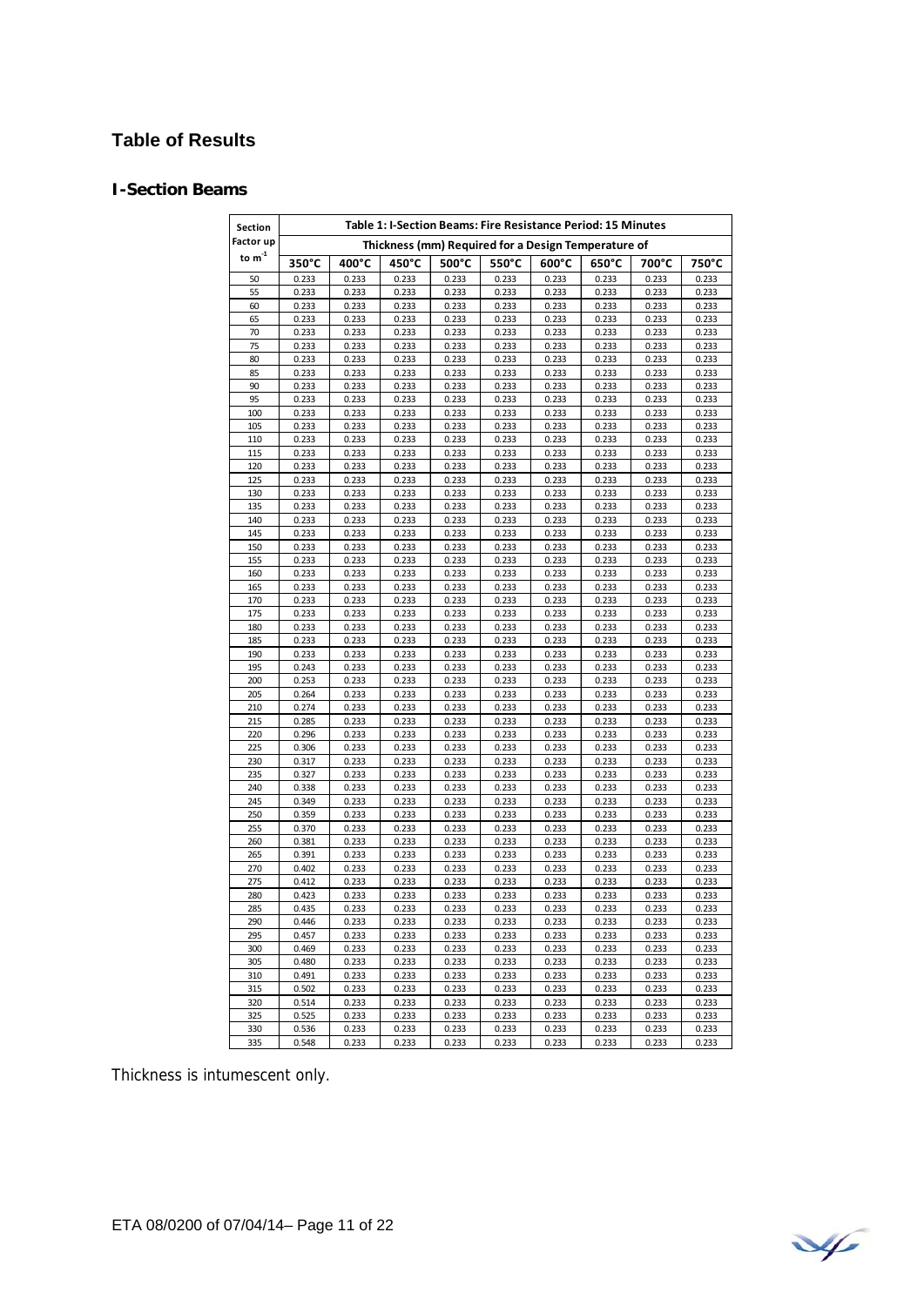## Table of Results

### I-Section Beams

| Section Factor up to $m^{-1}$ | Table 1: I-Section Beams: Fire Resistance Period: 15 Minutes | | | | | | | | |
|---|---|---|---|---|---|---|---|---|---|
| | Thickness (mm) Required for a Design Temperature of | | | | | | | | |
| | 350°C | 400°C | 450°C | 500°C | 550°C | 600°C | 650°C | 700°C | 750°C |
| 50 | 0.233 | 0.233 | 0.233 | 0.233 | 0.233 | 0.233 | 0.233 | 0.233 | 0.233 |
| 55 | 0.233 | 0.233 | 0.233 | 0.233 | 0.233 | 0.233 | 0.233 | 0.233 | 0.233 |
| 60 | 0.233 | 0.233 | 0.233 | 0.233 | 0.233 | 0.233 | 0.233 | 0.233 | 0.233 |
| 65 | 0.233 | 0.233 | 0.233 | 0.233 | 0.233 | 0.233 | 0.233 | 0.233 | 0.233 |
| 70 | 0.233 | 0.233 | 0.233 | 0.233 | 0.233 | 0.233 | 0.233 | 0.233 | 0.233 |
| 75 | 0.233 | 0.233 | 0.233 | 0.233 | 0.233 | 0.233 | 0.233 | 0.233 | 0.233 |
| 80 | 0.233 | 0.233 | 0.233 | 0.233 | 0.233 | 0.233 | 0.233 | 0.233 | 0.233 |
| 85 | 0.233 | 0.233 | 0.233 | 0.233 | 0.233 | 0.233 | 0.233 | 0.233 | 0.233 |
| 90 | 0.233 | 0.233 | 0.233 | 0.233 | 0.233 | 0.233 | 0.233 | 0.233 | 0.233 |
| 95 | 0.233 | 0.233 | 0.233 | 0.233 | 0.233 | 0.233 | 0.233 | 0.233 | 0.233 |
| 100 | 0.233 | 0.233 | 0.233 | 0.233 | 0.233 | 0.233 | 0.233 | 0.233 | 0.233 |
| 105 | 0.233 | 0.233 | 0.233 | 0.233 | 0.233 | 0.233 | 0.233 | 0.233 | 0.233 |
| 110 | 0.233 | 0.233 | 0.233 | 0.233 | 0.233 | 0.233 | 0.233 | 0.233 | 0.233 |
| 115 | 0.233 | 0.233 | 0.233 | 0.233 | 0.233 | 0.233 | 0.233 | 0.233 | 0.233 |
| 120 | 0.233 | 0.233 | 0.233 | 0.233 | 0.233 | 0.233 | 0.233 | 0.233 | 0.233 |
| 125 | 0.233 | 0.233 | 0.233 | 0.233 | 0.233 | 0.233 | 0.233 | 0.233 | 0.233 |
| 130 | 0.233 | 0.233 | 0.233 | 0.233 | 0.233 | 0.233 | 0.233 | 0.233 | 0.233 |
| 135 | 0.233 | 0.233 | 0.233 | 0.233 | 0.233 | 0.233 | 0.233 | 0.233 | 0.233 |
| 140 | 0.233 | 0.233 | 0.233 | 0.233 | 0.233 | 0.233 | 0.233 | 0.233 | 0.233 |
| 145 | 0.233 | 0.233 | 0.233 | 0.233 | 0.233 | 0.233 | 0.233 | 0.233 | 0.233 |
| 150 | 0.233 | 0.233 | 0.233 | 0.233 | 0.233 | 0.233 | 0.233 | 0.233 | 0.233 |
| 155 | 0.233 | 0.233 | 0.233 | 0.233 | 0.233 | 0.233 | 0.233 | 0.233 | 0.233 |
| 160 | 0.233 | 0.233 | 0.233 | 0.233 | 0.233 | 0.233 | 0.233 | 0.233 | 0.233 |
| 165 | 0.233 | 0.233 | 0.233 | 0.233 | 0.233 | 0.233 | 0.233 | 0.233 | 0.233 |
| 170 | 0.233 | 0.233 | 0.233 | 0.233 | 0.233 | 0.233 | 0.233 | 0.233 | 0.233 |
| 175 | 0.233 | 0.233 | 0.233 | 0.233 | 0.233 | 0.233 | 0.233 | 0.233 | 0.233 |
| 180 | 0.233 | 0.233 | 0.233 | 0.233 | 0.233 | 0.233 | 0.233 | 0.233 | 0.233 |
| 185 | 0.233 | 0.233 | 0.233 | 0.233 | 0.233 | 0.233 | 0.233 | 0.233 | 0.233 |
| 190 | 0.233 | 0.233 | 0.233 | 0.233 | 0.233 | 0.233 | 0.233 | 0.233 | 0.233 |
| 195 | 0.243 | 0.233 | 0.233 | 0.233 | 0.233 | 0.233 | 0.233 | 0.233 | 0.233 |
| 200 | 0.253 | 0.233 | 0.233 | 0.233 | 0.233 | 0.233 | 0.233 | 0.233 | 0.233 |
| 205 | 0.264 | 0.233 | 0.233 | 0.233 | 0.233 | 0.233 | 0.233 | 0.233 | 0.233 |
| 210 | 0.274 | 0.233 | 0.233 | 0.233 | 0.233 | 0.233 | 0.233 | 0.233 | 0.233 |
| 215 | 0.285 | 0.233 | 0.233 | 0.233 | 0.233 | 0.233 | 0.233 | 0.233 | 0.233 |
| 220 | 0.296 | 0.233 | 0.233 | 0.233 | 0.233 | 0.233 | 0.233 | 0.233 | 0.233 |
| 225 | 0.306 | 0.233 | 0.233 | 0.233 | 0.233 | 0.233 | 0.233 | 0.233 | 0.233 |
| 230 | 0.317 | 0.233 | 0.233 | 0.233 | 0.233 | 0.233 | 0.233 | 0.233 | 0.233 |
| 235 | 0.327 | 0.233 | 0.233 | 0.233 | 0.233 | 0.233 | 0.233 | 0.233 | 0.233 |
| 240 | 0.338 | 0.233 | 0.233 | 0.233 | 0.233 | 0.233 | 0.233 | 0.233 | 0.233 |
| 245 | 0.349 | 0.233 | 0.233 | 0.233 | 0.233 | 0.233 | 0.233 | 0.233 | 0.233 |
| 250 | 0.359 | 0.233 | 0.233 | 0.233 | 0.233 | 0.233 | 0.233 | 0.233 | 0.233 |
| 255 | 0.370 | 0.233 | 0.233 | 0.233 | 0.233 | 0.233 | 0.233 | 0.233 | 0.233 |
| 260 | 0.381 | 0.233 | 0.233 | 0.233 | 0.233 | 0.233 | 0.233 | 0.233 | 0.233 |
| 265 | 0.391 | 0.233 | 0.233 | 0.233 | 0.233 | 0.233 | 0.233 | 0.233 | 0.233 |
| 270 | 0.402 | 0.233 | 0.233 | 0.233 | 0.233 | 0.233 | 0.233 | 0.233 | 0.233 |
| 275 | 0.412 | 0.233 | 0.233 | 0.233 | 0.233 | 0.233 | 0.233 | 0.233 | 0.233 |
| 280 | 0.423 | 0.233 | 0.233 | 0.233 | 0.233 | 0.233 | 0.233 | 0.233 | 0.233 |
| 285 | 0.435 | 0.233 | 0.233 | 0.233 | 0.233 | 0.233 | 0.233 | 0.233 | 0.233 |
| 290 | 0.446 | 0.233 | 0.233 | 0.233 | 0.233 | 0.233 | 0.233 | 0.233 | 0.233 |
| 295 | 0.457 | 0.233 | 0.233 | 0.233 | 0.233 | 0.233 | 0.233 | 0.233 | 0.233 |
| 300 | 0.469 | 0.233 | 0.233 | 0.233 | 0.233 | 0.233 | 0.233 | 0.233 | 0.233 |
| 305 | 0.480 | 0.233 | 0.233 | 0.233 | 0.233 | 0.233 | 0.233 | 0.233 | 0.233 |
| 310 | 0.491 | 0.233 | 0.233 | 0.233 | 0.233 | 0.233 | 0.233 | 0.233 | 0.233 |
| 315 | 0.502 | 0.233 | 0.233 | 0.233 | 0.233 | 0.233 | 0.233 | 0.233 | 0.233 |
| 320 | 0.514 | 0.233 | 0.233 | 0.233 | 0.233 | 0.233 | 0.233 | 0.233 | 0.233 |
| 325 | 0.525 | 0.233 | 0.233 | 0.233 | 0.233 | 0.233 | 0.233 | 0.233 | 0.233 |
| 330 | 0.536 | 0.233 | 0.233 | 0.233 | 0.233 | 0.233 | 0.233 | 0.233 | 0.233 |
| 335 | 0.548 | 0.233 | 0.233 | 0.233 | 0.233 | 0.233 | 0.233 | 0.233 | 0.233 |

Thickness is intumescent only.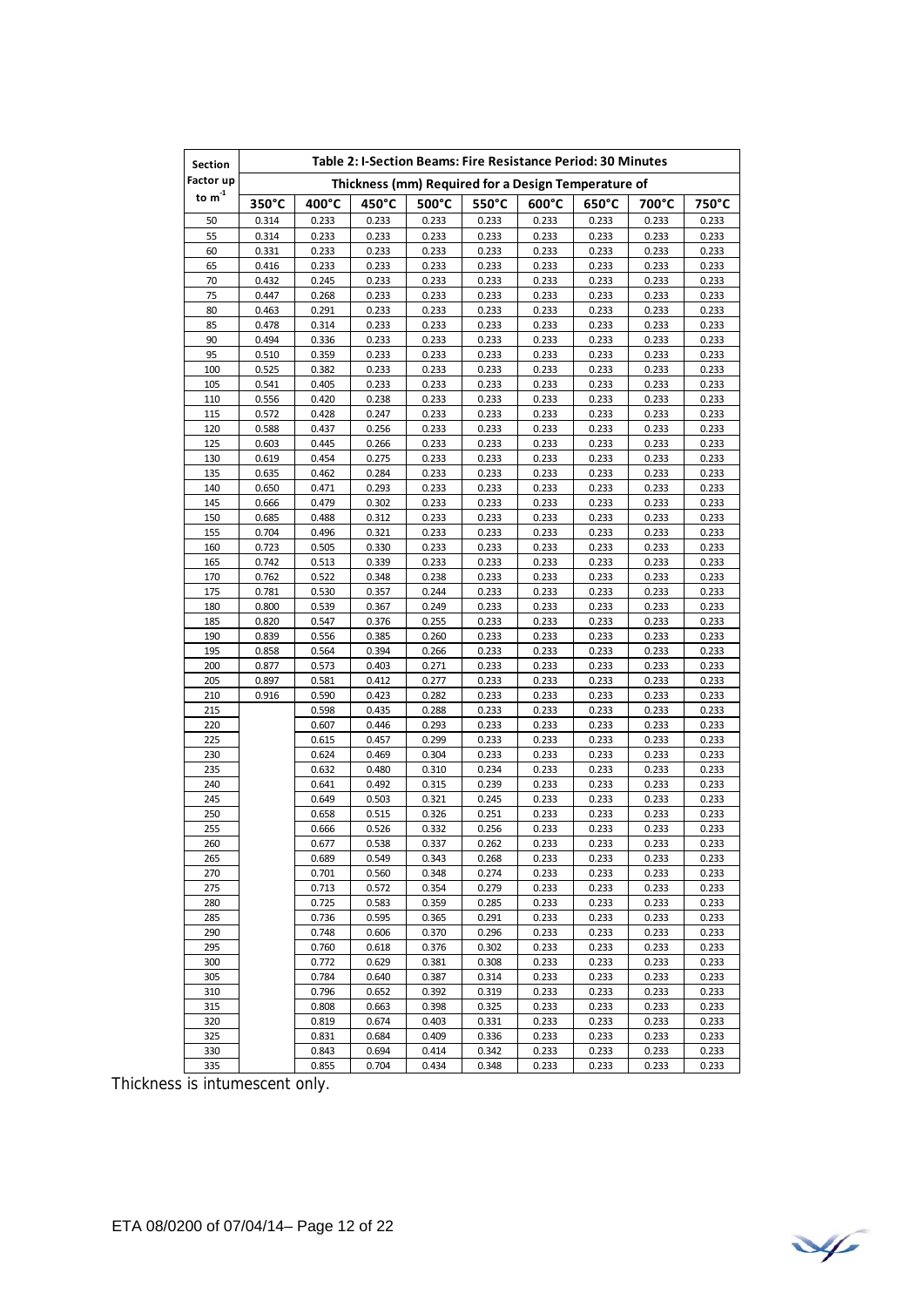| Section Factor up to $m^{-1}$ | Table 2: I-Section Beams: Fire Resistance Period: 30 Minutes | | | | | | | | |
|---|---|---|---|---|---|---|---|---|---|
| | Thickness (mm) Required for a Design Temperature of | | | | | | | | |
| | 350°C | 400°C | 450°C | 500°C | 550°C | 600°C | 650°C | 700°C | 750°C |
| 50 | 0.314 | 0.233 | 0.233 | 0.233 | 0.233 | 0.233 | 0.233 | 0.233 | 0.233 |
| 55 | 0.314 | 0.233 | 0.233 | 0.233 | 0.233 | 0.233 | 0.233 | 0.233 | 0.233 |
| 60 | 0.331 | 0.233 | 0.233 | 0.233 | 0.233 | 0.233 | 0.233 | 0.233 | 0.233 |
| 65 | 0.416 | 0.233 | 0.233 | 0.233 | 0.233 | 0.233 | 0.233 | 0.233 | 0.233 |
| 70 | 0.432 | 0.245 | 0.233 | 0.233 | 0.233 | 0.233 | 0.233 | 0.233 | 0.233 |
| 75 | 0.447 | 0.268 | 0.233 | 0.233 | 0.233 | 0.233 | 0.233 | 0.233 | 0.233 |
| 80 | 0.463 | 0.291 | 0.233 | 0.233 | 0.233 | 0.233 | 0.233 | 0.233 | 0.233 |
| 85 | 0.478 | 0.314 | 0.233 | 0.233 | 0.233 | 0.233 | 0.233 | 0.233 | 0.233 |
| 90 | 0.494 | 0.336 | 0.233 | 0.233 | 0.233 | 0.233 | 0.233 | 0.233 | 0.233 |
| 95 | 0.510 | 0.359 | 0.233 | 0.233 | 0.233 | 0.233 | 0.233 | 0.233 | 0.233 |
| 100 | 0.525 | 0.382 | 0.233 | 0.233 | 0.233 | 0.233 | 0.233 | 0.233 | 0.233 |
| 105 | 0.541 | 0.405 | 0.233 | 0.233 | 0.233 | 0.233 | 0.233 | 0.233 | 0.233 |
| 110 | 0.556 | 0.420 | 0.238 | 0.233 | 0.233 | 0.233 | 0.233 | 0.233 | 0.233 |
| 115 | 0.572 | 0.428 | 0.247 | 0.233 | 0.233 | 0.233 | 0.233 | 0.233 | 0.233 |
| 120 | 0.588 | 0.437 | 0.256 | 0.233 | 0.233 | 0.233 | 0.233 | 0.233 | 0.233 |
| 125 | 0.603 | 0.445 | 0.266 | 0.233 | 0.233 | 0.233 | 0.233 | 0.233 | 0.233 |
| 130 | 0.619 | 0.454 | 0.275 | 0.233 | 0.233 | 0.233 | 0.233 | 0.233 | 0.233 |
| 135 | 0.635 | 0.462 | 0.284 | 0.233 | 0.233 | 0.233 | 0.233 | 0.233 | 0.233 |
| 140 | 0.650 | 0.471 | 0.293 | 0.233 | 0.233 | 0.233 | 0.233 | 0.233 | 0.233 |
| 145 | 0.666 | 0.479 | 0.302 | 0.233 | 0.233 | 0.233 | 0.233 | 0.233 | 0.233 |
| 150 | 0.685 | 0.488 | 0.312 | 0.233 | 0.233 | 0.233 | 0.233 | 0.233 | 0.233 |
| 155 | 0.704 | 0.496 | 0.321 | 0.233 | 0.233 | 0.233 | 0.233 | 0.233 | 0.233 |
| 160 | 0.723 | 0.505 | 0.330 | 0.233 | 0.233 | 0.233 | 0.233 | 0.233 | 0.233 |
| 165 | 0.742 | 0.513 | 0.339 | 0.233 | 0.233 | 0.233 | 0.233 | 0.233 | 0.233 |
| 170 | 0.762 | 0.522 | 0.348 | 0.238 | 0.233 | 0.233 | 0.233 | 0.233 | 0.233 |
| 175 | 0.781 | 0.530 | 0.357 | 0.244 | 0.233 | 0.233 | 0.233 | 0.233 | 0.233 |
| 180 | 0.800 | 0.539 | 0.367 | 0.249 | 0.233 | 0.233 | 0.233 | 0.233 | 0.233 |
| 185 | 0.820 | 0.547 | 0.376 | 0.255 | 0.233 | 0.233 | 0.233 | 0.233 | 0.233 |
| 190 | 0.839 | 0.556 | 0.385 | 0.260 | 0.233 | 0.233 | 0.233 | 0.233 | 0.233 |
| 195 | 0.858 | 0.564 | 0.394 | 0.266 | 0.233 | 0.233 | 0.233 | 0.233 | 0.233 |
| 200 | 0.877 | 0.573 | 0.403 | 0.271 | 0.233 | 0.233 | 0.233 | 0.233 | 0.233 |
| 205 | 0.897 | 0.581 | 0.412 | 0.277 | 0.233 | 0.233 | 0.233 | 0.233 | 0.233 |
| 210 | 0.916 | 0.590 | 0.423 | 0.282 | 0.233 | 0.233 | 0.233 | 0.233 | 0.233 |
| 215 | | 0.598 | 0.435 | 0.288 | 0.233 | 0.233 | 0.233 | 0.233 | 0.233 |
| 220 | | 0.607 | 0.446 | 0.293 | 0.233 | 0.233 | 0.233 | 0.233 | 0.233 |
| 225 | | 0.615 | 0.457 | 0.299 | 0.233 | 0.233 | 0.233 | 0.233 | 0.233 |
| 230 | | 0.624 | 0.469 | 0.304 | 0.233 | 0.233 | 0.233 | 0.233 | 0.233 |
| 235 | | 0.632 | 0.480 | 0.310 | 0.234 | 0.233 | 0.233 | 0.233 | 0.233 |
| 240 | | 0.641 | 0.492 | 0.315 | 0.239 | 0.233 | 0.233 | 0.233 | 0.233 |
| 245 | | 0.649 | 0.503 | 0.321 | 0.245 | 0.233 | 0.233 | 0.233 | 0.233 |
| 250 | | 0.658 | 0.515 | 0.326 | 0.251 | 0.233 | 0.233 | 0.233 | 0.233 |
| 255 | | 0.666 | 0.526 | 0.332 | 0.256 | 0.233 | 0.233 | 0.233 | 0.233 |
| 260 | | 0.677 | 0.538 | 0.337 | 0.262 | 0.233 | 0.233 | 0.233 | 0.233 |
| 265 | | 0.689 | 0.549 | 0.343 | 0.268 | 0.233 | 0.233 | 0.233 | 0.233 |
| 270 | | 0.701 | 0.560 | 0.348 | 0.274 | 0.233 | 0.233 | 0.233 | 0.233 |
| 275 | | 0.713 | 0.572 | 0.354 | 0.279 | 0.233 | 0.233 | 0.233 | 0.233 |
| 280 | | 0.725 | 0.583 | 0.359 | 0.285 | 0.233 | 0.233 | 0.233 | 0.233 |
| 285 | | 0.736 | 0.595 | 0.365 | 0.291 | 0.233 | 0.233 | 0.233 | 0.233 |
| 290 | | 0.748 | 0.606 | 0.370 | 0.296 | 0.233 | 0.233 | 0.233 | 0.233 |
| 295 | | 0.760 | 0.618 | 0.376 | 0.302 | 0.233 | 0.233 | 0.233 | 0.233 |
| 300 | | 0.772 | 0.629 | 0.381 | 0.308 | 0.233 | 0.233 | 0.233 | 0.233 |
| 305 | | 0.784 | 0.640 | 0.387 | 0.314 | 0.233 | 0.233 | 0.233 | 0.233 |
| 310 | | 0.796 | 0.652 | 0.392 | 0.319 | 0.233 | 0.233 | 0.233 | 0.233 |
| 315 | | 0.808 | 0.663 | 0.398 | 0.325 | 0.233 | 0.233 | 0.233 | 0.233 |
| 320 | | 0.819 | 0.674 | 0.403 | 0.331 | 0.233 | 0.233 | 0.233 | 0.233 |
| 325 | | 0.831 | 0.684 | 0.409 | 0.336 | 0.233 | 0.233 | 0.233 | 0.233 |
| 330 | | 0.843 | 0.694 | 0.414 | 0.342 | 0.233 | 0.233 | 0.233 | 0.233 |
| 335 | | 0.855 | 0.704 | 0.434 | 0.348 | 0.233 | 0.233 | 0.233 | 0.233 |

Thickness is intumescent only.

ETA 08/0200 of 07/04/14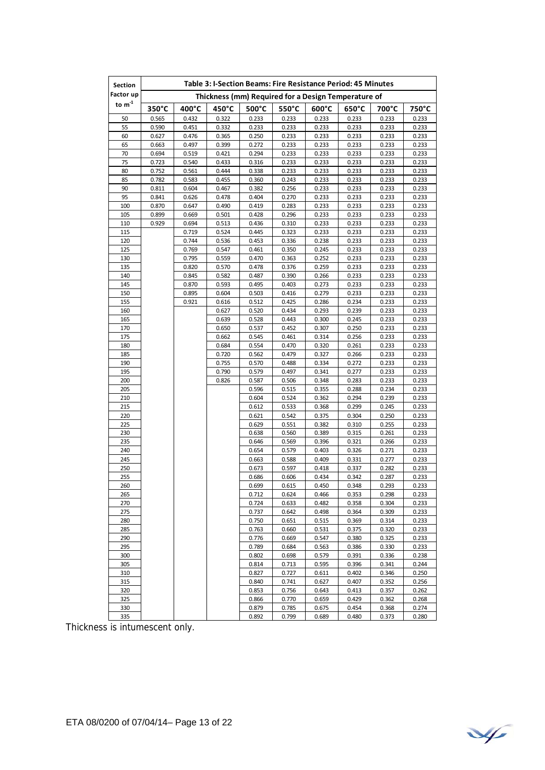| Section Factor up to $m^{-1}$ | Table 3: I-Section Beams: Fire Resistance Period: 45 Minutes | | | | | | | | |
|---|---|---|---|---|---|---|---|---|---|
| | Thickness (mm) Required for a Design Temperature of | | | | | | | | |
| | 350°C | 400°C | 450°C | 500°C | 550°C | 600°C | 650°C | 700°C | 750°C |
| 50 | 0.565 | 0.432 | 0.322 | 0.233 | 0.233 | 0.233 | 0.233 | 0.233 | 0.233 |
| 55 | 0.590 | 0.451 | 0.332 | 0.233 | 0.233 | 0.233 | 0.233 | 0.233 | 0.233 |
| 60 | 0.627 | 0.476 | 0.365 | 0.250 | 0.233 | 0.233 | 0.233 | 0.233 | 0.233 |
| 65 | 0.663 | 0.497 | 0.399 | 0.272 | 0.233 | 0.233 | 0.233 | 0.233 | 0.233 |
| 70 | 0.694 | 0.519 | 0.421 | 0.294 | 0.233 | 0.233 | 0.233 | 0.233 | 0.233 |
| 75 | 0.723 | 0.540 | 0.433 | 0.316 | 0.233 | 0.233 | 0.233 | 0.233 | 0.233 |
| 80 | 0.752 | 0.561 | 0.444 | 0.338 | 0.233 | 0.233 | 0.233 | 0.233 | 0.233 |
| 85 | 0.782 | 0.583 | 0.455 | 0.360 | 0.243 | 0.233 | 0.233 | 0.233 | 0.233 |
| 90 | 0.811 | 0.604 | 0.467 | 0.382 | 0.256 | 0.233 | 0.233 | 0.233 | 0.233 |
| 95 | 0.841 | 0.626 | 0.478 | 0.404 | 0.270 | 0.233 | 0.233 | 0.233 | 0.233 |
| 100 | 0.870 | 0.647 | 0.490 | 0.419 | 0.283 | 0.233 | 0.233 | 0.233 | 0.233 |
| 105 | 0.899 | 0.669 | 0.501 | 0.428 | 0.296 | 0.233 | 0.233 | 0.233 | 0.233 |
| 110 | 0.929 | 0.694 | 0.513 | 0.436 | 0.310 | 0.233 | 0.233 | 0.233 | 0.233 |
| 115 | | 0.719 | 0.524 | 0.445 | 0.323 | 0.233 | 0.233 | 0.233 | 0.233 |
| 120 | | 0.744 | 0.536 | 0.453 | 0.336 | 0.238 | 0.233 | 0.233 | 0.233 |
| 125 | | 0.769 | 0.547 | 0.461 | 0.350 | 0.245 | 0.233 | 0.233 | 0.233 |
| 130 | | 0.795 | 0.559 | 0.470 | 0.363 | 0.252 | 0.233 | 0.233 | 0.233 |
| 135 | | 0.820 | 0.570 | 0.478 | 0.376 | 0.259 | 0.233 | 0.233 | 0.233 |
| 140 | | 0.845 | 0.582 | 0.487 | 0.390 | 0.266 | 0.233 | 0.233 | 0.233 |
| 145 | | 0.870 | 0.593 | 0.495 | 0.403 | 0.273 | 0.233 | 0.233 | 0.233 |
| 150 | | 0.895 | 0.604 | 0.503 | 0.416 | 0.279 | 0.233 | 0.233 | 0.233 |
| 155 | | 0.921 | 0.616 | 0.512 | 0.425 | 0.286 | 0.234 | 0.233 | 0.233 |
| 160 | | | 0.627 | 0.520 | 0.434 | 0.293 | 0.239 | 0.233 | 0.233 |
| 165 | | | 0.639 | 0.528 | 0.443 | 0.300 | 0.245 | 0.233 | 0.233 |
| 170 | | | 0.650 | 0.537 | 0.452 | 0.307 | 0.250 | 0.233 | 0.233 |
| 175 | | | 0.662 | 0.545 | 0.461 | 0.314 | 0.256 | 0.233 | 0.233 |
| 180 | | | 0.684 | 0.554 | 0.470 | 0.320 | 0.261 | 0.233 | 0.233 |
| 185 | | | 0.720 | 0.562 | 0.479 | 0.327 | 0.266 | 0.233 | 0.233 |
| 190 | | | 0.755 | 0.570 | 0.488 | 0.334 | 0.272 | 0.233 | 0.233 |
| 195 | | | 0.790 | 0.579 | 0.497 | 0.341 | 0.277 | 0.233 | 0.233 |
| 200 | | | 0.826 | 0.587 | 0.506 | 0.348 | 0.283 | 0.233 | 0.233 |
| 205 | | | | 0.596 | 0.515 | 0.355 | 0.288 | 0.234 | 0.233 |
| 210 | | | | 0.604 | 0.524 | 0.362 | 0.294 | 0.239 | 0.233 |
| 215 | | | | 0.612 | 0.533 | 0.368 | 0.299 | 0.245 | 0.233 |
| 220 | | | | 0.621 | 0.542 | 0.375 | 0.304 | 0.250 | 0.233 |
| 225 | | | | 0.629 | 0.551 | 0.382 | 0.310 | 0.255 | 0.233 |
| 230 | | | | 0.638 | 0.560 | 0.389 | 0.315 | 0.261 | 0.233 |
| 235 | | | | 0.646 | 0.569 | 0.396 | 0.321 | 0.266 | 0.233 |
| 240 | | | | 0.654 | 0.579 | 0.403 | 0.326 | 0.271 | 0.233 |
| 245 | | | | 0.663 | 0.588 | 0.409 | 0.331 | 0.277 | 0.233 |
| 250 | | | | 0.673 | 0.597 | 0.418 | 0.337 | 0.282 | 0.233 |
| 255 | | | | 0.686 | 0.606 | 0.434 | 0.342 | 0.287 | 0.233 |
| 260 | | | | 0.699 | 0.615 | 0.450 | 0.348 | 0.293 | 0.233 |
| 265 | | | | 0.712 | 0.624 | 0.466 | 0.353 | 0.298 | 0.233 |
| 270 | | | | 0.724 | 0.633 | 0.482 | 0.358 | 0.304 | 0.233 |
| 275 | | | | 0.737 | 0.642 | 0.498 | 0.364 | 0.309 | 0.233 |
| 280 | | | | 0.750 | 0.651 | 0.515 | 0.369 | 0.314 | 0.233 |
| 285 | | | | 0.763 | 0.660 | 0.531 | 0.375 | 0.320 | 0.233 |
| 290 | | | | 0.776 | 0.669 | 0.547 | 0.380 | 0.325 | 0.233 |
| 295 | | | | 0.789 | 0.684 | 0.563 | 0.386 | 0.330 | 0.233 |
| 300 | | | | 0.802 | 0.698 | 0.579 | 0.391 | 0.336 | 0.238 |
| 305 | | | | 0.814 | 0.713 | 0.595 | 0.396 | 0.341 | 0.244 |
| 310 | | | | 0.827 | 0.727 | 0.611 | 0.402 | 0.346 | 0.250 |
| 315 | | | | 0.840 | 0.741 | 0.627 | 0.407 | 0.352 | 0.256 |
| 320 | | | | 0.853 | 0.756 | 0.643 | 0.413 | 0.357 | 0.262 |
| 325 | | | | 0.866 | 0.770 | 0.659 | 0.429 | 0.362 | 0.268 |
| 330 | | | | 0.879 | 0.785 | 0.675 | 0.454 | 0.368 | 0.274 |
| 335 | | | | 0.892 | 0.799 | 0.689 | 0.480 | 0.373 | 0.280 |

Thickness is intumescent only.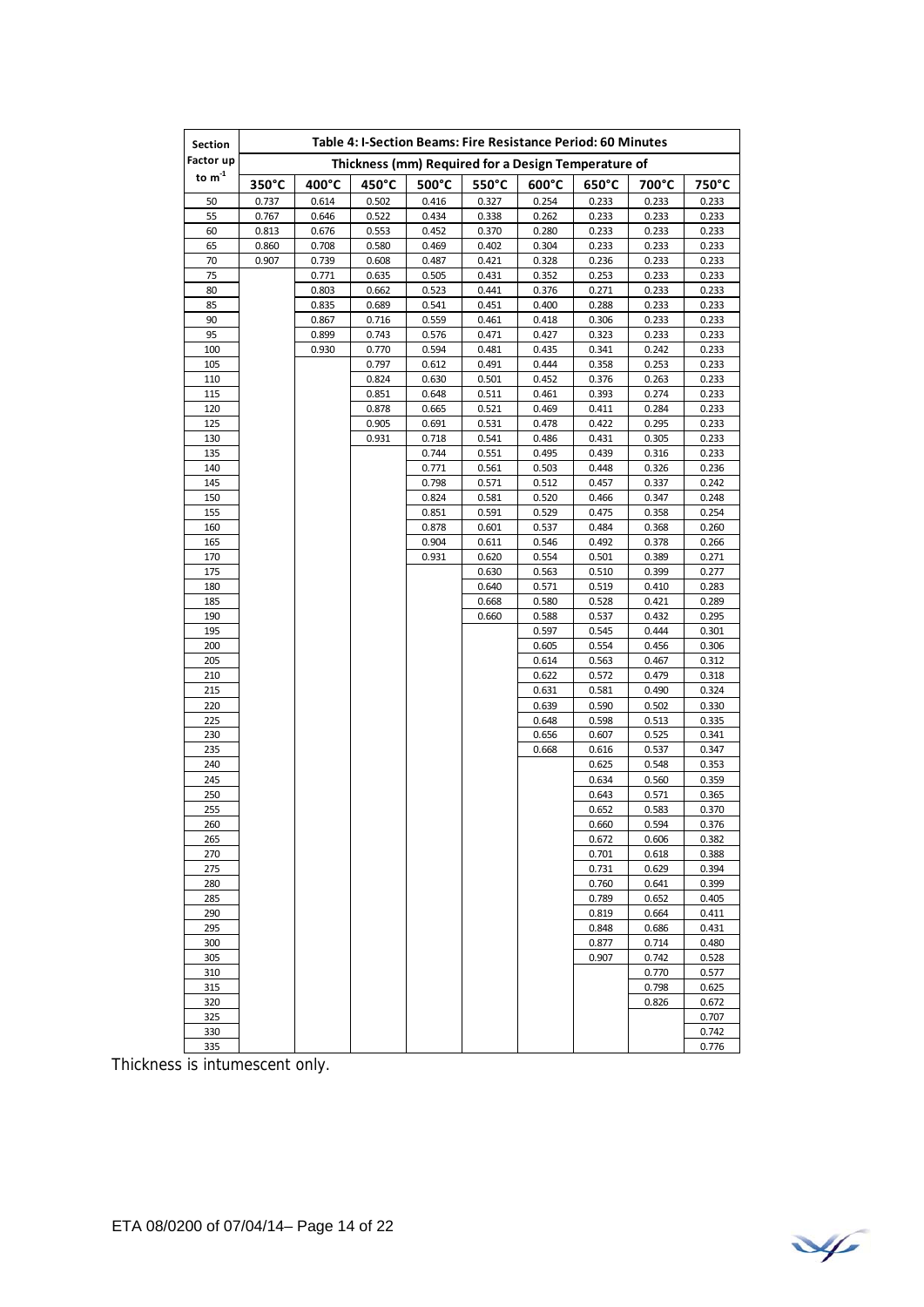| Section Factor up to $m^{-1}$ | Table 4: I-Section Beams: Fire Resistance Period: 60 Minutes | | | | | | | | |
|---|---|---|---|---|---|---|---|---|---|
| | Thickness (mm) Required for a Design Temperature of | | | | | | | | |
| | 350°C | 400°C | 450°C | 500°C | 550°C | 600°C | 650°C | 700°C | 750°C |
| 50 | 0.737 | 0.614 | 0.502 | 0.416 | 0.327 | 0.254 | 0.233 | 0.233 | 0.233 |
| 55 | 0.767 | 0.646 | 0.522 | 0.434 | 0.338 | 0.262 | 0.233 | 0.233 | 0.233 |
| 60 | 0.813 | 0.676 | 0.553 | 0.452 | 0.370 | 0.280 | 0.233 | 0.233 | 0.233 |
| 65 | 0.860 | 0.708 | 0.580 | 0.469 | 0.402 | 0.304 | 0.233 | 0.233 | 0.233 |
| 70 | 0.907 | 0.739 | 0.608 | 0.487 | 0.421 | 0.328 | 0.236 | 0.233 | 0.233 |
| 75 | | 0.771 | 0.635 | 0.505 | 0.431 | 0.352 | 0.253 | 0.233 | 0.233 |
| 80 | | 0.803 | 0.662 | 0.523 | 0.441 | 0.376 | 0.271 | 0.233 | 0.233 |
| 85 | | 0.835 | 0.689 | 0.541 | 0.451 | 0.400 | 0.288 | 0.233 | 0.233 |
| 90 | | 0.867 | 0.716 | 0.559 | 0.461 | 0.418 | 0.306 | 0.233 | 0.233 |
| 95 | | 0.899 | 0.743 | 0.576 | 0.471 | 0.427 | 0.323 | 0.233 | 0.233 |
| 100 | | 0.930 | 0.770 | 0.594 | 0.481 | 0.435 | 0.341 | 0.242 | 0.233 |
| 105 | | | 0.797 | 0.612 | 0.491 | 0.444 | 0.358 | 0.253 | 0.233 |
| 110 | | | 0.824 | 0.630 | 0.501 | 0.452 | 0.376 | 0.263 | 0.233 |
| 115 | | | 0.851 | 0.648 | 0.511 | 0.461 | 0.393 | 0.274 | 0.233 |
| 120 | | | 0.878 | 0.665 | 0.521 | 0.469 | 0.411 | 0.284 | 0.233 |
| 125 | | | 0.905 | 0.691 | 0.531 | 0.478 | 0.422 | 0.295 | 0.233 |
| 130 | | | 0.931 | 0.718 | 0.541 | 0.486 | 0.431 | 0.305 | 0.233 |
| 135 | | | | 0.744 | 0.551 | 0.495 | 0.439 | 0.316 | 0.233 |
| 140 | | | | 0.771 | 0.561 | 0.503 | 0.448 | 0.326 | 0.236 |
| 145 | | | | 0.798 | 0.571 | 0.512 | 0.457 | 0.337 | 0.242 |
| 150 | | | | 0.824 | 0.581 | 0.520 | 0.466 | 0.347 | 0.248 |
| 155 | | | | 0.851 | 0.591 | 0.529 | 0.475 | 0.358 | 0.254 |
| 160 | | | | 0.878 | 0.601 | 0.537 | 0.484 | 0.368 | 0.260 |
| 165 | | | | 0.904 | 0.611 | 0.546 | 0.492 | 0.378 | 0.266 |
| 170 | | | | 0.931 | 0.620 | 0.554 | 0.501 | 0.389 | 0.271 |
| 175 | | | | | 0.630 | 0.563 | 0.510 | 0.399 | 0.277 |
| 180 | | | | | 0.640 | 0.571 | 0.519 | 0.410 | 0.283 |
| 185 | | | | | 0.668 | 0.580 | 0.528 | 0.421 | 0.289 |
| 190 | | | | | 0.660 | 0.588 | 0.537 | 0.432 | 0.295 |
| 195 | | | | | | 0.597 | 0.545 | 0.444 | 0.301 |
| 200 | | | | | | 0.605 | 0.554 | 0.456 | 0.306 |
| 205 | | | | | | 0.614 | 0.563 | 0.467 | 0.312 |
| 210 | | | | | | 0.622 | 0.572 | 0.479 | 0.318 |
| 215 | | | | | | 0.631 | 0.581 | 0.490 | 0.324 |
| 220 | | | | | | 0.639 | 0.590 | 0.502 | 0.330 |
| 225 | | | | | | 0.648 | 0.598 | 0.513 | 0.335 |
| 230 | | | | | | 0.656 | 0.607 | 0.525 | 0.341 |
| 235 | | | | | | 0.668 | 0.616 | 0.537 | 0.347 |
| 240 | | | | | | | 0.625 | 0.548 | 0.353 |
| 245 | | | | | | | 0.634 | 0.560 | 0.359 |
| 250 | | | | | | | 0.643 | 0.571 | 0.365 |
| 255 | | | | | | | 0.652 | 0.583 | 0.370 |
| 260 | | | | | | | 0.660 | 0.594 | 0.376 |
| 265 | | | | | | | 0.672 | 0.606 | 0.382 |
| 270 | | | | | | | 0.701 | 0.618 | 0.388 |
| 275 | | | | | | | 0.731 | 0.629 | 0.394 |
| 280 | | | | | | | 0.760 | 0.641 | 0.399 |
| 285 | | | | | | | 0.789 | 0.652 | 0.405 |
| 290 | | | | | | | 0.819 | 0.664 | 0.411 |
| 295 | | | | | | | 0.848 | 0.686 | 0.431 |
| 300 | | | | | | | 0.877 | 0.714 | 0.480 |
| 305 | | | | | | | 0.907 | 0.742 | 0.528 |
| 310 | | | | | | | | 0.770 | 0.577 |
| 315 | | | | | | | | 0.798 | 0.625 |
| 320 | | | | | | | | 0.826 | 0.672 |
| 325 | | | | | | | | | 0.707 |
| 330 | | | | | | | | | 0.742 |
| 335 | | | | | | | | | 0.776 |

Thickness is intumescent only.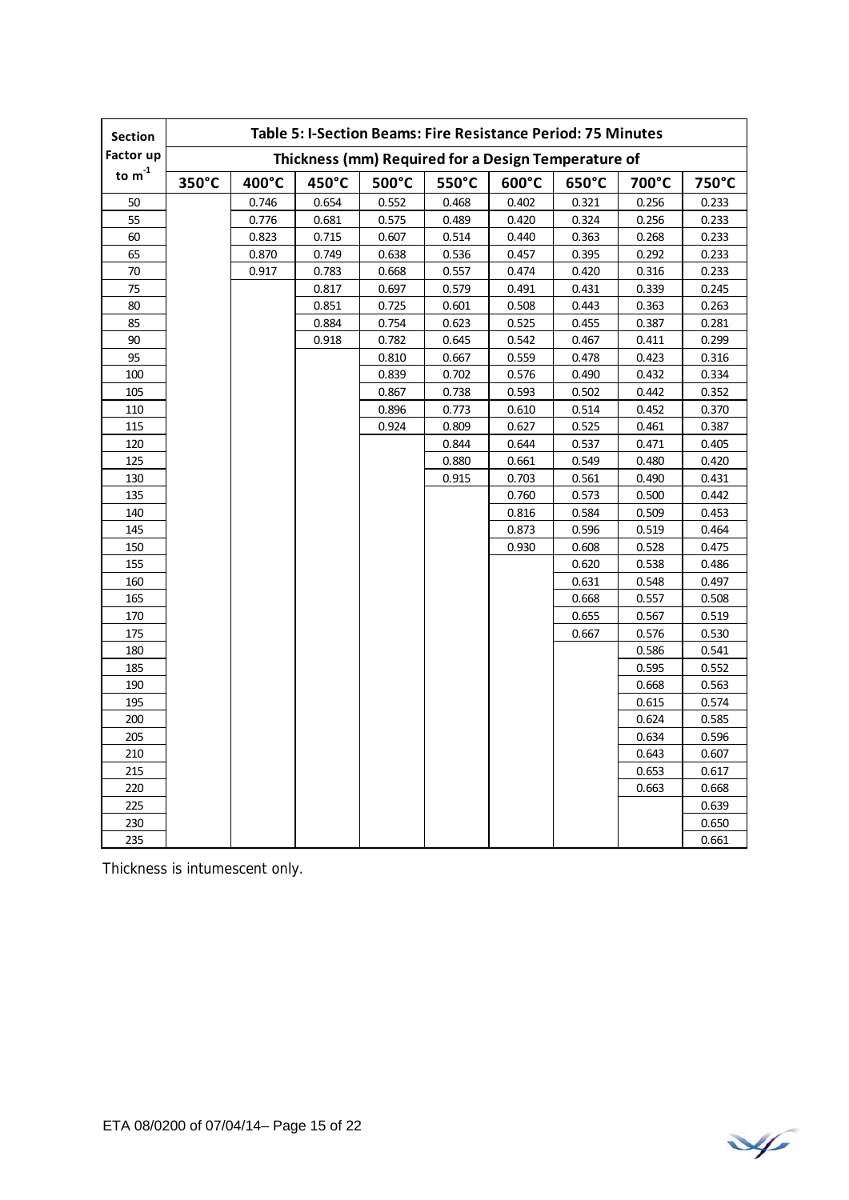| Section Factor up to $m^{-1}$ | Table 5: I-Section Beams: Fire Resistance Period: 75 Minutes | | | | | | | | |
|---|---|---|---|---|---|---|---|---|---|
| | Thickness (mm) Required for a Design Temperature of | | | | | | | | |
| | 350°C | 400°C | 450°C | 500°C | 550°C | 600°C | 650°C | 700°C | 750°C |
| 50 | | 0.746 | 0.654 | 0.552 | 0.468 | 0.402 | 0.321 | 0.256 | 0.233 |
| 55 | | 0.776 | 0.681 | 0.575 | 0.489 | 0.420 | 0.324 | 0.256 | 0.233 |
| 60 | | 0.823 | 0.715 | 0.607 | 0.514 | 0.440 | 0.363 | 0.268 | 0.233 |
| 65 | | 0.870 | 0.749 | 0.638 | 0.536 | 0.457 | 0.395 | 0.292 | 0.233 |
| 70 | | 0.917 | 0.783 | 0.668 | 0.557 | 0.474 | 0.420 | 0.316 | 0.233 |
| 75 | | | 0.817 | 0.697 | 0.579 | 0.491 | 0.431 | 0.339 | 0.245 |
| 80 | | | 0.851 | 0.725 | 0.601 | 0.508 | 0.443 | 0.363 | 0.263 |
| 85 | | | 0.884 | 0.754 | 0.623 | 0.525 | 0.455 | 0.387 | 0.281 |
| 90 | | | 0.918 | 0.782 | 0.645 | 0.542 | 0.467 | 0.411 | 0.299 |
| 95 | | | | 0.810 | 0.667 | 0.559 | 0.478 | 0.423 | 0.316 |
| 100 | | | | 0.839 | 0.702 | 0.576 | 0.490 | 0.432 | 0.334 |
| 105 | | | | 0.867 | 0.738 | 0.593 | 0.502 | 0.442 | 0.352 |
| 110 | | | | 0.896 | 0.773 | 0.610 | 0.514 | 0.452 | 0.370 |
| 115 | | | | 0.924 | 0.809 | 0.627 | 0.525 | 0.461 | 0.387 |
| 120 | | | | | 0.844 | 0.644 | 0.537 | 0.471 | 0.405 |
| 125 | | | | | 0.880 | 0.661 | 0.549 | 0.480 | 0.420 |
| 130 | | | | | 0.915 | 0.703 | 0.561 | 0.490 | 0.431 |
| 135 | | | | | | 0.760 | 0.573 | 0.500 | 0.442 |
| 140 | | | | | | 0.816 | 0.584 | 0.509 | 0.453 |
| 145 | | | | | | 0.873 | 0.596 | 0.519 | 0.464 |
| 150 | | | | | | 0.930 | 0.608 | 0.528 | 0.475 |
| 155 | | | | | | | 0.620 | 0.538 | 0.486 |
| 160 | | | | | | | 0.631 | 0.548 | 0.497 |
| 165 | | | | | | | 0.668 | 0.557 | 0.508 |
| 170 | | | | | | | 0.655 | 0.567 | 0.519 |
| 175 | | | | | | | 0.667 | 0.576 | 0.530 |
| 180 | | | | | | | | 0.586 | 0.541 |
| 185 | | | | | | | | 0.595 | 0.552 |
| 190 | | | | | | | | 0.668 | 0.563 |
| 195 | | | | | | | | 0.615 | 0.574 |
| 200 | | | | | | | | 0.624 | 0.585 |
| 205 | | | | | | | | 0.634 | 0.596 |
| 210 | | | | | | | | 0.643 | 0.607 |
| 215 | | | | | | | | 0.653 | 0.617 |
| 220 | | | | | | | | 0.663 | 0.668 |
| 225 | | | | | | | | | 0.639 |
| 230 | | | | | | | | | 0.650 |
| 235 | | | | | | | | | 0.661 |

Thickness is intumescent only.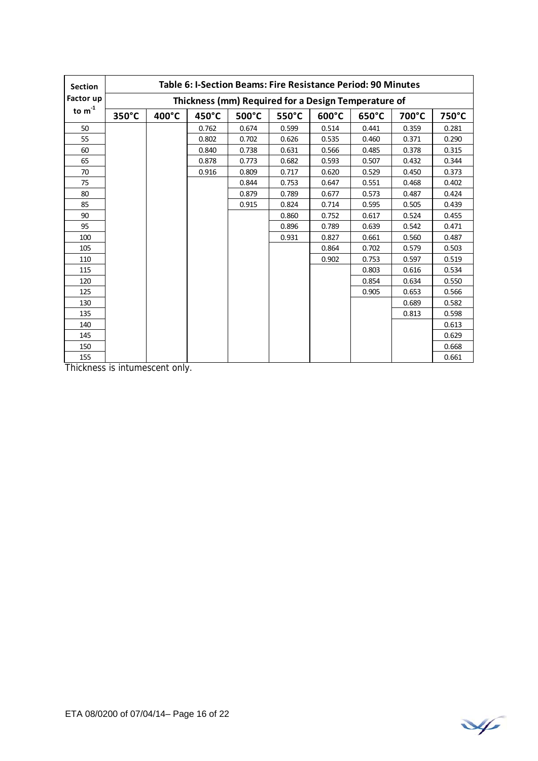| Section Factor up to $m^{-1}$ | Table 6: I-Section Beams: Fire Resistance Period: 90 Minutes | | | | | | | | |
|---|---|---|---|---|---|---|---|---|---|
| | Thickness (mm) Required for a Design Temperature of | | | | | | | | |
| | 350°C | 400°C | 450°C | 500°C | 550°C | 600°C | 650°C | 700°C | 750°C |
| 50 | | | 0.762 | 0.674 | 0.599 | 0.514 | 0.441 | 0.359 | 0.281 |
| 55 | | | 0.802 | 0.702 | 0.626 | 0.535 | 0.460 | 0.371 | 0.290 |
| 60 | | | 0.840 | 0.738 | 0.631 | 0.566 | 0.485 | 0.378 | 0.315 |
| 65 | | | 0.878 | 0.773 | 0.682 | 0.593 | 0.507 | 0.432 | 0.344 |
| 70 | | | 0.916 | 0.809 | 0.717 | 0.620 | 0.529 | 0.450 | 0.373 |
| 75 | | | | 0.844 | 0.753 | 0.647 | 0.551 | 0.468 | 0.402 |
| 80 | | | | 0.879 | 0.789 | 0.677 | 0.573 | 0.487 | 0.424 |
| 85 | | | | 0.915 | 0.824 | 0.714 | 0.595 | 0.505 | 0.439 |
| 90 | | | | | 0.860 | 0.752 | 0.617 | 0.524 | 0.455 |
| 95 | | | | | 0.896 | 0.789 | 0.639 | 0.542 | 0.471 |
| 100 | | | | | 0.931 | 0.827 | 0.661 | 0.560 | 0.487 |
| 105 | | | | | | 0.864 | 0.702 | 0.579 | 0.503 |
| 110 | | | | | | 0.902 | 0.753 | 0.597 | 0.519 |
| 115 | | | | | | | 0.803 | 0.616 | 0.534 |
| 120 | | | | | | | 0.854 | 0.634 | 0.550 |
| 125 | | | | | | | 0.905 | 0.653 | 0.566 |
| 130 | | | | | | | | 0.689 | 0.582 |
| 135 | | | | | | | | 0.813 | 0.598 |
| 140 | | | | | | | | | 0.613 |
| 145 | | | | | | | | | 0.629 |
| 150 | | | | | | | | | 0.668 |
| 155 | | | | | | | | | 0.661 |

Thickness is intumescent only.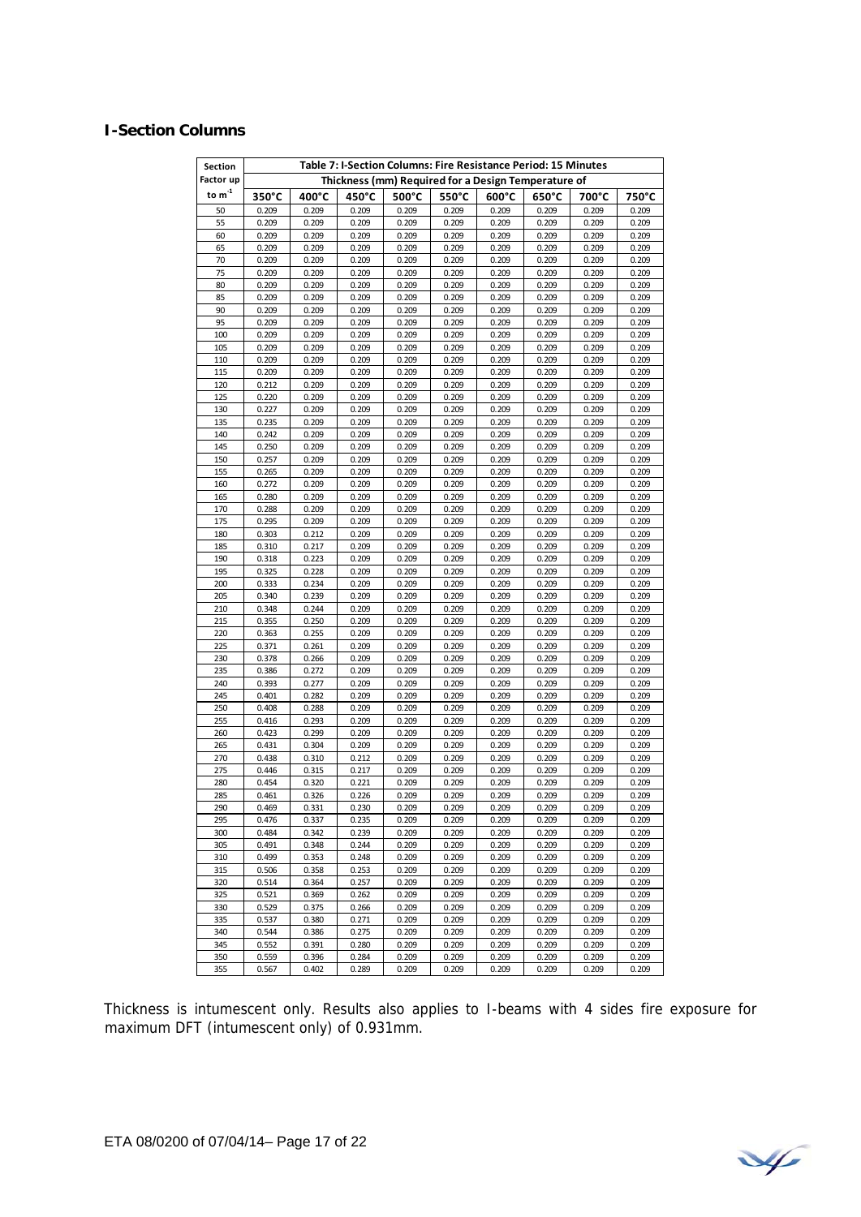## I-Section Columns

| Section Factor up to $m^{-1}$ | Table 7: I-Section Columns: Fire Resistance Period: 15 Minutes | | | | | | | | |
|---|---|---|---|---|---|---|---|---|---|
| | Thickness (mm) Required for a Design Temperature of | | | | | | | | |
| | 350°C | 400°C | 450°C | 500°C | 550°C | 600°C | 650°C | 700°C | 750°C |
| 50 | 0.209 | 0.209 | 0.209 | 0.209 | 0.209 | 0.209 | 0.209 | 0.209 | 0.209 |
| 55 | 0.209 | 0.209 | 0.209 | 0.209 | 0.209 | 0.209 | 0.209 | 0.209 | 0.209 |
| 60 | 0.209 | 0.209 | 0.209 | 0.209 | 0.209 | 0.209 | 0.209 | 0.209 | 0.209 |
| 65 | 0.209 | 0.209 | 0.209 | 0.209 | 0.209 | 0.209 | 0.209 | 0.209 | 0.209 |
| 70 | 0.209 | 0.209 | 0.209 | 0.209 | 0.209 | 0.209 | 0.209 | 0.209 | 0.209 |
| 75 | 0.209 | 0.209 | 0.209 | 0.209 | 0.209 | 0.209 | 0.209 | 0.209 | 0.209 |
| 80 | 0.209 | 0.209 | 0.209 | 0.209 | 0.209 | 0.209 | 0.209 | 0.209 | 0.209 |
| 85 | 0.209 | 0.209 | 0.209 | 0.209 | 0.209 | 0.209 | 0.209 | 0.209 | 0.209 |
| 90 | 0.209 | 0.209 | 0.209 | 0.209 | 0.209 | 0.209 | 0.209 | 0.209 | 0.209 |
| 95 | 0.209 | 0.209 | 0.209 | 0.209 | 0.209 | 0.209 | 0.209 | 0.209 | 0.209 |
| 100 | 0.209 | 0.209 | 0.209 | 0.209 | 0.209 | 0.209 | 0.209 | 0.209 | 0.209 |
| 105 | 0.209 | 0.209 | 0.209 | 0.209 | 0.209 | 0.209 | 0.209 | 0.209 | 0.209 |
| 110 | 0.209 | 0.209 | 0.209 | 0.209 | 0.209 | 0.209 | 0.209 | 0.209 | 0.209 |
| 115 | 0.209 | 0.209 | 0.209 | 0.209 | 0.209 | 0.209 | 0.209 | 0.209 | 0.209 |
| 120 | 0.212 | 0.209 | 0.209 | 0.209 | 0.209 | 0.209 | 0.209 | 0.209 | 0.209 |
| 125 | 0.220 | 0.209 | 0.209 | 0.209 | 0.209 | 0.209 | 0.209 | 0.209 | 0.209 |
| 130 | 0.227 | 0.209 | 0.209 | 0.209 | 0.209 | 0.209 | 0.209 | 0.209 | 0.209 |
| 135 | 0.235 | 0.209 | 0.209 | 0.209 | 0.209 | 0.209 | 0.209 | 0.209 | 0.209 |
| 140 | 0.242 | 0.209 | 0.209 | 0.209 | 0.209 | 0.209 | 0.209 | 0.209 | 0.209 |
| 145 | 0.250 | 0.209 | 0.209 | 0.209 | 0.209 | 0.209 | 0.209 | 0.209 | 0.209 |
| 150 | 0.257 | 0.209 | 0.209 | 0.209 | 0.209 | 0.209 | 0.209 | 0.209 | 0.209 |
| 155 | 0.265 | 0.209 | 0.209 | 0.209 | 0.209 | 0.209 | 0.209 | 0.209 | 0.209 |
| 160 | 0.272 | 0.209 | 0.209 | 0.209 | 0.209 | 0.209 | 0.209 | 0.209 | 0.209 |
| 165 | 0.280 | 0.209 | 0.209 | 0.209 | 0.209 | 0.209 | 0.209 | 0.209 | 0.209 |
| 170 | 0.288 | 0.209 | 0.209 | 0.209 | 0.209 | 0.209 | 0.209 | 0.209 | 0.209 |
| 175 | 0.295 | 0.209 | 0.209 | 0.209 | 0.209 | 0.209 | 0.209 | 0.209 | 0.209 |
| 180 | 0.303 | 0.212 | 0.209 | 0.209 | 0.209 | 0.209 | 0.209 | 0.209 | 0.209 |
| 185 | 0.310 | 0.217 | 0.209 | 0.209 | 0.209 | 0.209 | 0.209 | 0.209 | 0.209 |
| 190 | 0.318 | 0.223 | 0.209 | 0.209 | 0.209 | 0.209 | 0.209 | 0.209 | 0.209 |
| 195 | 0.325 | 0.228 | 0.209 | 0.209 | 0.209 | 0.209 | 0.209 | 0.209 | 0.209 |
| 200 | 0.333 | 0.234 | 0.209 | 0.209 | 0.209 | 0.209 | 0.209 | 0.209 | 0.209 |
| 205 | 0.340 | 0.239 | 0.209 | 0.209 | 0.209 | 0.209 | 0.209 | 0.209 | 0.209 |
| 210 | 0.348 | 0.244 | 0.209 | 0.209 | 0.209 | 0.209 | 0.209 | 0.209 | 0.209 |
| 215 | 0.355 | 0.250 | 0.209 | 0.209 | 0.209 | 0.209 | 0.209 | 0.209 | 0.209 |
| 220 | 0.363 | 0.255 | 0.209 | 0.209 | 0.209 | 0.209 | 0.209 | 0.209 | 0.209 |
| 225 | 0.371 | 0.261 | 0.209 | 0.209 | 0.209 | 0.209 | 0.209 | 0.209 | 0.209 |
| 230 | 0.378 | 0.266 | 0.209 | 0.209 | 0.209 | 0.209 | 0.209 | 0.209 | 0.209 |
| 235 | 0.386 | 0.272 | 0.209 | 0.209 | 0.209 | 0.209 | 0.209 | 0.209 | 0.209 |
| 240 | 0.393 | 0.277 | 0.209 | 0.209 | 0.209 | 0.209 | 0.209 | 0.209 | 0.209 |
| 245 | 0.401 | 0.282 | 0.209 | 0.209 | 0.209 | 0.209 | 0.209 | 0.209 | 0.209 |
| 250 | 0.408 | 0.288 | 0.209 | 0.209 | 0.209 | 0.209 | 0.209 | 0.209 | 0.209 |
| 255 | 0.416 | 0.293 | 0.209 | 0.209 | 0.209 | 0.209 | 0.209 | 0.209 | 0.209 |
| 260 | 0.423 | 0.299 | 0.209 | 0.209 | 0.209 | 0.209 | 0.209 | 0.209 | 0.209 |
| 265 | 0.431 | 0.304 | 0.209 | 0.209 | 0.209 | 0.209 | 0.209 | 0.209 | 0.209 |
| 270 | 0.438 | 0.310 | 0.212 | 0.209 | 0.209 | 0.209 | 0.209 | 0.209 | 0.209 |
| 275 | 0.446 | 0.315 | 0.217 | 0.209 | 0.209 | 0.209 | 0.209 | 0.209 | 0.209 |
| 280 | 0.454 | 0.320 | 0.221 | 0.209 | 0.209 | 0.209 | 0.209 | 0.209 | 0.209 |
| 285 | 0.461 | 0.326 | 0.226 | 0.209 | 0.209 | 0.209 | 0.209 | 0.209 | 0.209 |
| 290 | 0.469 | 0.331 | 0.230 | 0.209 | 0.209 | 0.209 | 0.209 | 0.209 | 0.209 |
| 295 | 0.476 | 0.337 | 0.235 | 0.209 | 0.209 | 0.209 | 0.209 | 0.209 | 0.209 |
| 300 | 0.484 | 0.342 | 0.239 | 0.209 | 0.209 | 0.209 | 0.209 | 0.209 | 0.209 |
| 305 | 0.491 | 0.348 | 0.244 | 0.209 | 0.209 | 0.209 | 0.209 | 0.209 | 0.209 |
| 310 | 0.499 | 0.353 | 0.248 | 0.209 | 0.209 | 0.209 | 0.209 | 0.209 | 0.209 |
| 315 | 0.506 | 0.358 | 0.253 | 0.209 | 0.209 | 0.209 | 0.209 | 0.209 | 0.209 |
| 320 | 0.514 | 0.364 | 0.257 | 0.209 | 0.209 | 0.209 | 0.209 | 0.209 | 0.209 |
| 325 | 0.521 | 0.369 | 0.262 | 0.209 | 0.209 | 0.209 | 0.209 | 0.209 | 0.209 |
| 330 | 0.529 | 0.375 | 0.266 | 0.209 | 0.209 | 0.209 | 0.209 | 0.209 | 0.209 |
| 335 | 0.537 | 0.380 | 0.271 | 0.209 | 0.209 | 0.209 | 0.209 | 0.209 | 0.209 |
| 340 | 0.544 | 0.386 | 0.275 | 0.209 | 0.209 | 0.209 | 0.209 | 0.209 | 0.209 |
| 345 | 0.552 | 0.391 | 0.280 | 0.209 | 0.209 | 0.209 | 0.209 | 0.209 | 0.209 |
| 350 | 0.559 | 0.396 | 0.284 | 0.209 | 0.209 | 0.209 | 0.209 | 0.209 | 0.209 |
| 355 | 0.567 | 0.402 | 0.289 | 0.209 | 0.209 | 0.209 | 0.209 | 0.209 | 0.209 |

Thickness is intumescent only. Results also applies to I-beams with 4 sides fire exposure for maximum DFT (intumescent only) of 0.931mm.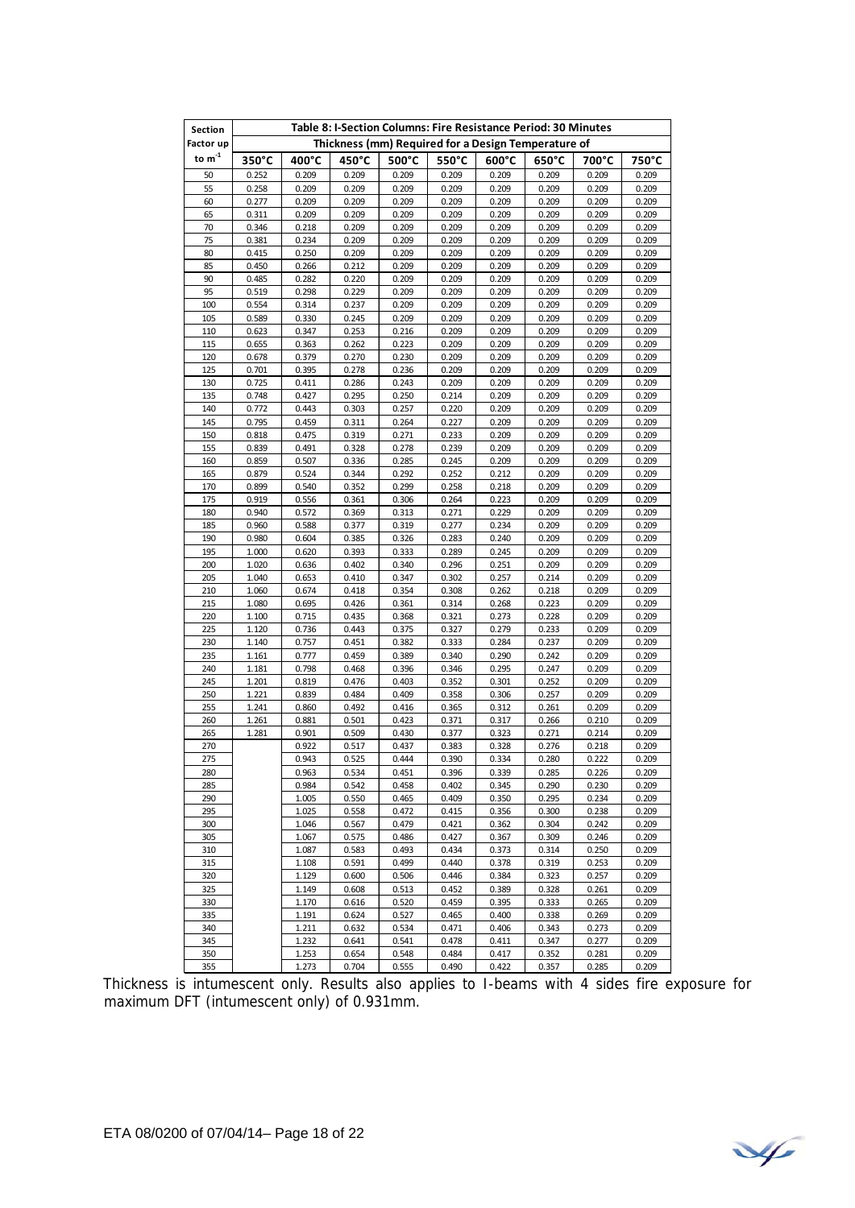| Section Factor up to $m^{-1}$ | Table 8: I-Section Columns: Fire Resistance Period: 30 Minutes | | | | | | | | |
|---|---|---|---|---|---|---|---|---|---|
| | Thickness (mm) Required for a Design Temperature of | | | | | | | | |
| | 350°C | 400°C | 450°C | 500°C | 550°C | 600°C | 650°C | 700°C | 750°C |
| 50 | 0.252 | 0.209 | 0.209 | 0.209 | 0.209 | 0.209 | 0.209 | 0.209 | 0.209 |
| 55 | 0.258 | 0.209 | 0.209 | 0.209 | 0.209 | 0.209 | 0.209 | 0.209 | 0.209 |
| 60 | 0.277 | 0.209 | 0.209 | 0.209 | 0.209 | 0.209 | 0.209 | 0.209 | 0.209 |
| 65 | 0.311 | 0.209 | 0.209 | 0.209 | 0.209 | 0.209 | 0.209 | 0.209 | 0.209 |
| 70 | 0.346 | 0.218 | 0.209 | 0.209 | 0.209 | 0.209 | 0.209 | 0.209 | 0.209 |
| 75 | 0.381 | 0.234 | 0.209 | 0.209 | 0.209 | 0.209 | 0.209 | 0.209 | 0.209 |
| 80 | 0.415 | 0.250 | 0.209 | 0.209 | 0.209 | 0.209 | 0.209 | 0.209 | 0.209 |
| 85 | 0.450 | 0.266 | 0.212 | 0.209 | 0.209 | 0.209 | 0.209 | 0.209 | 0.209 |
| 90 | 0.485 | 0.282 | 0.220 | 0.209 | 0.209 | 0.209 | 0.209 | 0.209 | 0.209 |
| 95 | 0.519 | 0.298 | 0.229 | 0.209 | 0.209 | 0.209 | 0.209 | 0.209 | 0.209 |
| 100 | 0.554 | 0.314 | 0.237 | 0.209 | 0.209 | 0.209 | 0.209 | 0.209 | 0.209 |
| 105 | 0.589 | 0.330 | 0.245 | 0.209 | 0.209 | 0.209 | 0.209 | 0.209 | 0.209 |
| 110 | 0.623 | 0.347 | 0.253 | 0.216 | 0.209 | 0.209 | 0.209 | 0.209 | 0.209 |
| 115 | 0.655 | 0.363 | 0.262 | 0.223 | 0.209 | 0.209 | 0.209 | 0.209 | 0.209 |
| 120 | 0.678 | 0.379 | 0.270 | 0.230 | 0.209 | 0.209 | 0.209 | 0.209 | 0.209 |
| 125 | 0.701 | 0.395 | 0.278 | 0.236 | 0.209 | 0.209 | 0.209 | 0.209 | 0.209 |
| 130 | 0.725 | 0.411 | 0.286 | 0.243 | 0.209 | 0.209 | 0.209 | 0.209 | 0.209 |
| 135 | 0.748 | 0.427 | 0.295 | 0.250 | 0.214 | 0.209 | 0.209 | 0.209 | 0.209 |
| 140 | 0.772 | 0.443 | 0.303 | 0.257 | 0.220 | 0.209 | 0.209 | 0.209 | 0.209 |
| 145 | 0.795 | 0.459 | 0.311 | 0.264 | 0.227 | 0.209 | 0.209 | 0.209 | 0.209 |
| 150 | 0.818 | 0.475 | 0.319 | 0.271 | 0.233 | 0.209 | 0.209 | 0.209 | 0.209 |
| 155 | 0.839 | 0.491 | 0.328 | 0.278 | 0.239 | 0.209 | 0.209 | 0.209 | 0.209 |
| 160 | 0.859 | 0.507 | 0.336 | 0.285 | 0.245 | 0.209 | 0.209 | 0.209 | 0.209 |
| 165 | 0.879 | 0.524 | 0.344 | 0.292 | 0.252 | 0.212 | 0.209 | 0.209 | 0.209 |
| 170 | 0.899 | 0.540 | 0.352 | 0.299 | 0.258 | 0.218 | 0.209 | 0.209 | 0.209 |
| 175 | 0.919 | 0.556 | 0.361 | 0.306 | 0.264 | 0.223 | 0.209 | 0.209 | 0.209 |
| 180 | 0.940 | 0.572 | 0.369 | 0.313 | 0.271 | 0.229 | 0.209 | 0.209 | 0.209 |
| 185 | 0.960 | 0.588 | 0.377 | 0.319 | 0.277 | 0.234 | 0.209 | 0.209 | 0.209 |
| 190 | 0.980 | 0.604 | 0.385 | 0.326 | 0.283 | 0.240 | 0.209 | 0.209 | 0.209 |
| 195 | 1.000 | 0.620 | 0.393 | 0.333 | 0.289 | 0.245 | 0.209 | 0.209 | 0.209 |
| 200 | 1.020 | 0.636 | 0.402 | 0.340 | 0.296 | 0.251 | 0.209 | 0.209 | 0.209 |
| 205 | 1.040 | 0.653 | 0.410 | 0.347 | 0.302 | 0.257 | 0.214 | 0.209 | 0.209 |
| 210 | 1.060 | 0.674 | 0.418 | 0.354 | 0.308 | 0.262 | 0.218 | 0.209 | 0.209 |
| 215 | 1.080 | 0.695 | 0.426 | 0.361 | 0.314 | 0.268 | 0.223 | 0.209 | 0.209 |
| 220 | 1.100 | 0.715 | 0.435 | 0.368 | 0.321 | 0.273 | 0.228 | 0.209 | 0.209 |
| 225 | 1.120 | 0.736 | 0.443 | 0.375 | 0.327 | 0.279 | 0.233 | 0.209 | 0.209 |
| 230 | 1.140 | 0.757 | 0.451 | 0.382 | 0.333 | 0.284 | 0.237 | 0.209 | 0.209 |
| 235 | 1.161 | 0.777 | 0.459 | 0.389 | 0.340 | 0.290 | 0.242 | 0.209 | 0.209 |
| 240 | 1.181 | 0.798 | 0.468 | 0.396 | 0.346 | 0.295 | 0.247 | 0.209 | 0.209 |
| 245 | 1.201 | 0.819 | 0.476 | 0.403 | 0.352 | 0.301 | 0.252 | 0.209 | 0.209 |
| 250 | 1.221 | 0.839 | 0.484 | 0.409 | 0.358 | 0.306 | 0.257 | 0.209 | 0.209 |
| 255 | 1.241 | 0.860 | 0.492 | 0.416 | 0.365 | 0.312 | 0.261 | 0.209 | 0.209 |
| 260 | 1.261 | 0.881 | 0.501 | 0.423 | 0.371 | 0.317 | 0.266 | 0.210 | 0.209 |
| 265 | 1.281 | 0.901 | 0.509 | 0.430 | 0.377 | 0.323 | 0.271 | 0.214 | 0.209 |
| 270 | | 0.922 | 0.517 | 0.437 | 0.383 | 0.328 | 0.276 | 0.218 | 0.209 |
| 275 | | 0.943 | 0.525 | 0.444 | 0.390 | 0.334 | 0.280 | 0.222 | 0.209 |
| 280 | | 0.963 | 0.534 | 0.451 | 0.396 | 0.339 | 0.285 | 0.226 | 0.209 |
| 285 | | 0.984 | 0.542 | 0.458 | 0.402 | 0.345 | 0.290 | 0.230 | 0.209 |
| 290 | | 1.005 | 0.550 | 0.465 | 0.409 | 0.350 | 0.295 | 0.234 | 0.209 |
| 295 | | 1.025 | 0.558 | 0.472 | 0.415 | 0.356 | 0.300 | 0.238 | 0.209 |
| 300 | | 1.046 | 0.567 | 0.479 | 0.421 | 0.362 | 0.304 | 0.242 | 0.209 |
| 305 | | 1.067 | 0.575 | 0.486 | 0.427 | 0.367 | 0.309 | 0.246 | 0.209 |
| 310 | | 1.087 | 0.583 | 0.493 | 0.434 | 0.373 | 0.314 | 0.250 | 0.209 |
| 315 | | 1.108 | 0.591 | 0.499 | 0.440 | 0.378 | 0.319 | 0.253 | 0.209 |
| 320 | | 1.129 | 0.600 | 0.506 | 0.446 | 0.384 | 0.323 | 0.257 | 0.209 |
| 325 | | 1.149 | 0.608 | 0.513 | 0.452 | 0.389 | 0.328 | 0.261 | 0.209 |
| 330 | | 1.170 | 0.616 | 0.520 | 0.459 | 0.395 | 0.333 | 0.265 | 0.209 |
| 335 | | 1.191 | 0.624 | 0.527 | 0.465 | 0.400 | 0.338 | 0.269 | 0.209 |
| 340 | | 1.211 | 0.632 | 0.534 | 0.471 | 0.406 | 0.343 | 0.273 | 0.209 |
| 345 | | 1.232 | 0.641 | 0.541 | 0.478 | 0.411 | 0.347 | 0.277 | 0.209 |
| 350 | | 1.253 | 0.654 | 0.548 | 0.484 | 0.417 | 0.352 | 0.281 | 0.209 |
| 355 | | 1.273 | 0.704 | 0.555 | 0.490 | 0.422 | 0.357 | 0.285 | 0.209 |

Thickness is intumescent only. Results also applies to I-beams with 4 sides fire exposure for maximum DFT (intumescent only) of 0.931mm.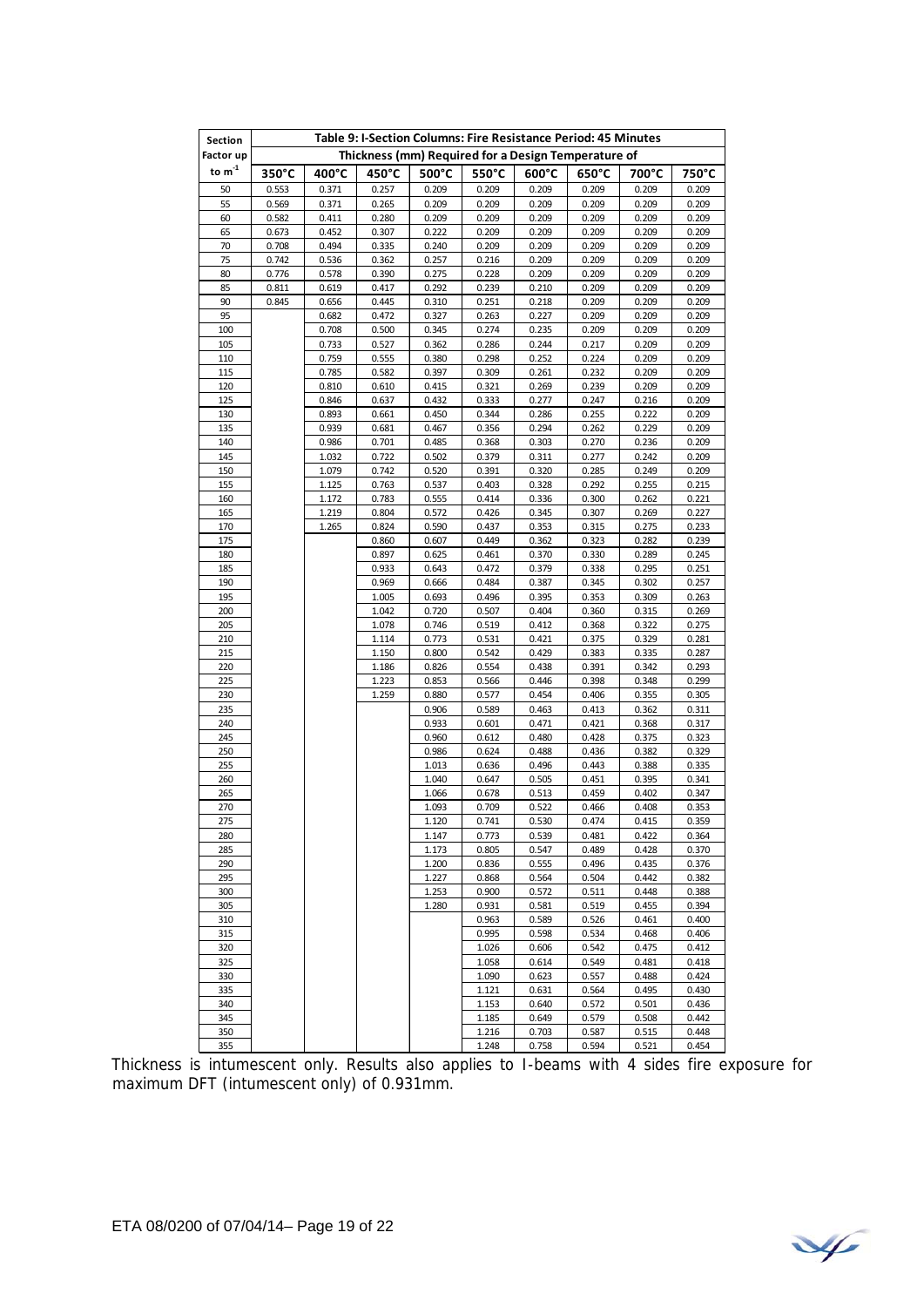| Section Factor up to $m^{-1}$ | Table 9: I-Section Columns: Fire Resistance Period: 45 Minutes | | | | | | | | |
|---|---|---|---|---|---|---|---|---|---|
| | Thickness (mm) Required for a Design Temperature of | | | | | | | | |
| | 350°C | 400°C | 450°C | 500°C | 550°C | 600°C | 650°C | 700°C | 750°C |
| 50 | 0.553 | 0.371 | 0.257 | 0.209 | 0.209 | 0.209 | 0.209 | 0.209 | 0.209 |
| 55 | 0.569 | 0.371 | 0.265 | 0.209 | 0.209 | 0.209 | 0.209 | 0.209 | 0.209 |
| 60 | 0.582 | 0.411 | 0.280 | 0.209 | 0.209 | 0.209 | 0.209 | 0.209 | 0.209 |
| 65 | 0.673 | 0.452 | 0.307 | 0.222 | 0.209 | 0.209 | 0.209 | 0.209 | 0.209 |
| 70 | 0.708 | 0.494 | 0.335 | 0.240 | 0.209 | 0.209 | 0.209 | 0.209 | 0.209 |
| 75 | 0.742 | 0.536 | 0.362 | 0.257 | 0.216 | 0.209 | 0.209 | 0.209 | 0.209 |
| 80 | 0.776 | 0.578 | 0.390 | 0.275 | 0.228 | 0.209 | 0.209 | 0.209 | 0.209 |
| 85 | 0.811 | 0.619 | 0.417 | 0.292 | 0.239 | 0.210 | 0.209 | 0.209 | 0.209 |
| 90 | 0.845 | 0.656 | 0.445 | 0.310 | 0.251 | 0.218 | 0.209 | 0.209 | 0.209 |
| 95 | | 0.682 | 0.472 | 0.327 | 0.263 | 0.227 | 0.209 | 0.209 | 0.209 |
| 100 | | 0.708 | 0.500 | 0.345 | 0.274 | 0.235 | 0.209 | 0.209 | 0.209 |
| 105 | | 0.733 | 0.527 | 0.362 | 0.286 | 0.244 | 0.217 | 0.209 | 0.209 |
| 110 | | 0.759 | 0.555 | 0.380 | 0.298 | 0.252 | 0.224 | 0.209 | 0.209 |
| 115 | | 0.785 | 0.582 | 0.397 | 0.309 | 0.261 | 0.232 | 0.209 | 0.209 |
| 120 | | 0.810 | 0.610 | 0.415 | 0.321 | 0.269 | 0.239 | 0.209 | 0.209 |
| 125 | | 0.846 | 0.637 | 0.432 | 0.333 | 0.277 | 0.247 | 0.216 | 0.209 |
| 130 | | 0.893 | 0.661 | 0.450 | 0.344 | 0.286 | 0.255 | 0.222 | 0.209 |
| 135 | | 0.939 | 0.681 | 0.467 | 0.356 | 0.294 | 0.262 | 0.229 | 0.209 |
| 140 | | 0.986 | 0.701 | 0.485 | 0.368 | 0.303 | 0.270 | 0.236 | 0.209 |
| 145 | | 1.032 | 0.722 | 0.502 | 0.379 | 0.311 | 0.277 | 0.242 | 0.209 |
| 150 | | 1.079 | 0.742 | 0.520 | 0.391 | 0.320 | 0.285 | 0.249 | 0.209 |
| 155 | | 1.125 | 0.763 | 0.537 | 0.403 | 0.328 | 0.292 | 0.255 | 0.215 |
| 160 | | 1.172 | 0.783 | 0.555 | 0.414 | 0.336 | 0.300 | 0.262 | 0.221 |
| 165 | | 1.219 | 0.804 | 0.572 | 0.426 | 0.345 | 0.307 | 0.269 | 0.227 |
| 170 | | 1.265 | 0.824 | 0.590 | 0.437 | 0.353 | 0.315 | 0.275 | 0.233 |
| 175 | | | 0.860 | 0.607 | 0.449 | 0.362 | 0.323 | 0.282 | 0.239 |
| 180 | | | 0.897 | 0.625 | 0.461 | 0.370 | 0.330 | 0.289 | 0.245 |
| 185 | | | 0.933 | 0.643 | 0.472 | 0.379 | 0.338 | 0.295 | 0.251 |
| 190 | | | 0.969 | 0.666 | 0.484 | 0.387 | 0.345 | 0.302 | 0.257 |
| 195 | | | 1.005 | 0.693 | 0.496 | 0.395 | 0.353 | 0.309 | 0.263 |
| 200 | | | 1.042 | 0.720 | 0.507 | 0.404 | 0.360 | 0.315 | 0.269 |
| 205 | | | 1.078 | 0.746 | 0.519 | 0.412 | 0.368 | 0.322 | 0.275 |
| 210 | | | 1.114 | 0.773 | 0.531 | 0.421 | 0.375 | 0.329 | 0.281 |
| 215 | | | 1.150 | 0.800 | 0.542 | 0.429 | 0.383 | 0.335 | 0.287 |
| 220 | | | 1.186 | 0.826 | 0.554 | 0.438 | 0.391 | 0.342 | 0.293 |
| 225 | | | 1.223 | 0.853 | 0.566 | 0.446 | 0.398 | 0.348 | 0.299 |
| 230 | | | 1.259 | 0.880 | 0.577 | 0.454 | 0.406 | 0.355 | 0.305 |
| 235 | | | | 0.906 | 0.589 | 0.463 | 0.413 | 0.362 | 0.311 |
| 240 | | | | 0.933 | 0.601 | 0.471 | 0.421 | 0.368 | 0.317 |
| 245 | | | | 0.960 | 0.612 | 0.480 | 0.428 | 0.375 | 0.323 |
| 250 | | | | 0.986 | 0.624 | 0.488 | 0.436 | 0.382 | 0.329 |
| 255 | | | | 1.013 | 0.636 | 0.496 | 0.443 | 0.388 | 0.335 |
| 260 | | | | 1.040 | 0.647 | 0.505 | 0.451 | 0.395 | 0.341 |
| 265 | | | | 1.066 | 0.678 | 0.513 | 0.459 | 0.402 | 0.347 |
| 270 | | | | 1.093 | 0.709 | 0.522 | 0.466 | 0.408 | 0.353 |
| 275 | | | | 1.120 | 0.741 | 0.530 | 0.474 | 0.415 | 0.359 |
| 280 | | | | 1.147 | 0.773 | 0.539 | 0.481 | 0.422 | 0.364 |
| 285 | | | | 1.173 | 0.805 | 0.547 | 0.489 | 0.428 | 0.370 |
| 290 | | | | 1.200 | 0.836 | 0.555 | 0.496 | 0.435 | 0.376 |
| 295 | | | | 1.227 | 0.868 | 0.564 | 0.504 | 0.442 | 0.382 |
| 300 | | | | 1.253 | 0.900 | 0.572 | 0.511 | 0.448 | 0.388 |
| 305 | | | | 1.280 | 0.931 | 0.581 | 0.519 | 0.455 | 0.394 |
| 310 | | | | | 0.963 | 0.589 | 0.526 | 0.461 | 0.400 |
| 315 | | | | | 0.995 | 0.598 | 0.534 | 0.468 | 0.406 |
| 320 | | | | | 1.026 | 0.606 | 0.542 | 0.475 | 0.412 |
| 325 | | | | | 1.058 | 0.614 | 0.549 | 0.481 | 0.418 |
| 330 | | | | | 1.090 | 0.623 | 0.557 | 0.488 | 0.424 |
| 335 | | | | | 1.121 | 0.631 | 0.564 | 0.495 | 0.430 |
| 340 | | | | | 1.153 | 0.640 | 0.572 | 0.501 | 0.436 |
| 345 | | | | | 1.185 | 0.649 | 0.579 | 0.508 | 0.442 |
| 350 | | | | | 1.216 | 0.703 | 0.587 | 0.515 | 0.448 |
| 355 | | | | | 1.248 | 0.758 | 0.594 | 0.521 | 0.454 |

Thickness is intumescent only. Results also applies to I-beams with 4 sides fire exposure for maximum DFT (intumescent only) of 0.931mm.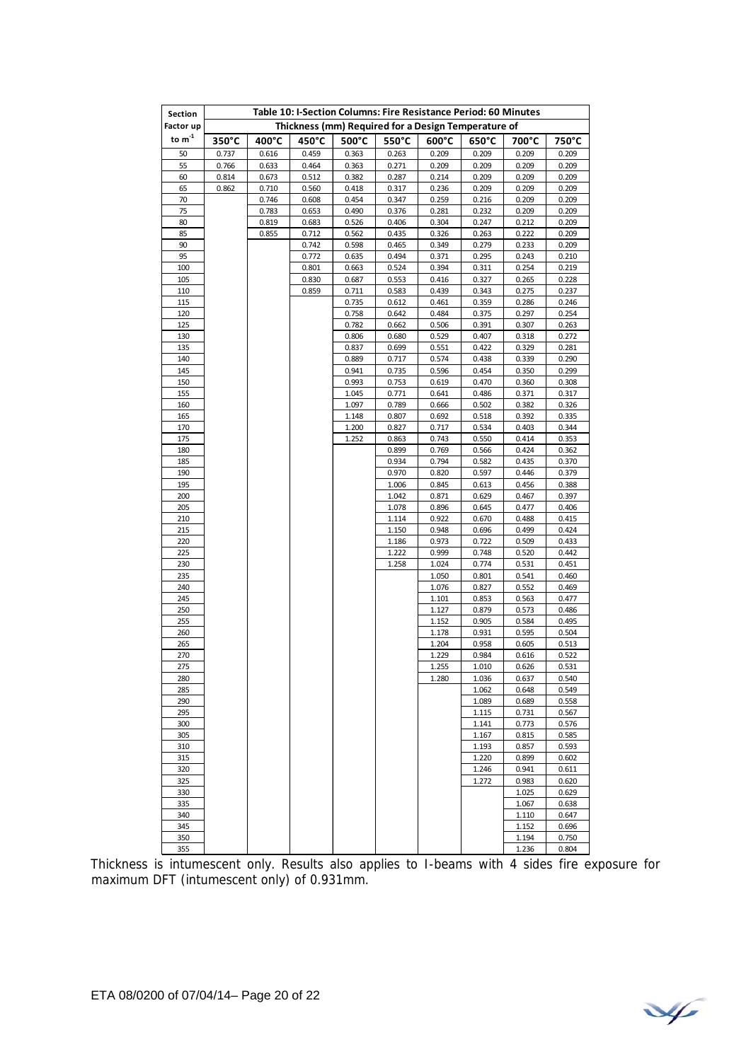| Section Factor up to $m^{-1}$ | Table 10: I-Section Columns: Fire Resistance Period: 60 Minutes | | | | | | | | |
|---|---|---|---|---|---|---|---|---|---|
| | Thickness (mm) Required for a Design Temperature of | | | | | | | | |
| | 350°C | 400°C | 450°C | 500°C | 550°C | 600°C | 650°C | 700°C | 750°C |
| 50 | 0.737 | 0.616 | 0.459 | 0.363 | 0.263 | 0.209 | 0.209 | 0.209 | 0.209 |
| 55 | 0.766 | 0.633 | 0.464 | 0.363 | 0.271 | 0.209 | 0.209 | 0.209 | 0.209 |
| 60 | 0.814 | 0.673 | 0.512 | 0.382 | 0.287 | 0.214 | 0.209 | 0.209 | 0.209 |
| 65 | 0.862 | 0.710 | 0.560 | 0.418 | 0.317 | 0.236 | 0.209 | 0.209 | 0.209 |
| 70 | | 0.746 | 0.608 | 0.454 | 0.347 | 0.259 | 0.216 | 0.209 | 0.209 |
| 75 | | 0.783 | 0.653 | 0.490 | 0.376 | 0.281 | 0.232 | 0.209 | 0.209 |
| 80 | | 0.819 | 0.683 | 0.526 | 0.406 | 0.304 | 0.247 | 0.212 | 0.209 |
| 85 | | 0.855 | 0.712 | 0.562 | 0.435 | 0.326 | 0.263 | 0.222 | 0.209 |
| 90 | | | 0.742 | 0.598 | 0.465 | 0.349 | 0.279 | 0.233 | 0.209 |
| 95 | | | 0.772 | 0.635 | 0.494 | 0.371 | 0.295 | 0.243 | 0.210 |
| 100 | | | 0.801 | 0.663 | 0.524 | 0.394 | 0.311 | 0.254 | 0.219 |
| 105 | | | 0.830 | 0.687 | 0.553 | 0.416 | 0.327 | 0.265 | 0.228 |
| 110 | | | 0.859 | 0.711 | 0.583 | 0.439 | 0.343 | 0.275 | 0.237 |
| 115 | | | | 0.735 | 0.612 | 0.461 | 0.359 | 0.286 | 0.246 |
| 120 | | | | 0.758 | 0.642 | 0.484 | 0.375 | 0.297 | 0.254 |
| 125 | | | | 0.782 | 0.662 | 0.506 | 0.391 | 0.307 | 0.263 |
| 130 | | | | 0.806 | 0.680 | 0.529 | 0.407 | 0.318 | 0.272 |
| 135 | | | | 0.837 | 0.699 | 0.551 | 0.422 | 0.329 | 0.281 |
| 140 | | | | 0.889 | 0.717 | 0.574 | 0.438 | 0.339 | 0.290 |
| 145 | | | | 0.941 | 0.735 | 0.596 | 0.454 | 0.350 | 0.299 |
| 150 | | | | 0.993 | 0.753 | 0.619 | 0.470 | 0.360 | 0.308 |
| 155 | | | | 1.045 | 0.771 | 0.641 | 0.486 | 0.371 | 0.317 |
| 160 | | | | 1.097 | 0.789 | 0.666 | 0.502 | 0.382 | 0.326 |
| 165 | | | | 1.148 | 0.807 | 0.692 | 0.518 | 0.392 | 0.335 |
| 170 | | | | 1.200 | 0.827 | 0.717 | 0.534 | 0.403 | 0.344 |
| 175 | | | | 1.252 | 0.863 | 0.743 | 0.550 | 0.414 | 0.353 |
| 180 | | | | | 0.899 | 0.769 | 0.566 | 0.424 | 0.362 |
| 185 | | | | | 0.934 | 0.794 | 0.582 | 0.435 | 0.370 |
| 190 | | | | | 0.970 | 0.820 | 0.597 | 0.446 | 0.379 |
| 195 | | | | | 1.006 | 0.845 | 0.613 | 0.456 | 0.388 |
| 200 | | | | | 1.042 | 0.871 | 0.629 | 0.467 | 0.397 |
| 205 | | | | | 1.078 | 0.896 | 0.645 | 0.477 | 0.406 |
| 210 | | | | | 1.114 | 0.922 | 0.670 | 0.488 | 0.415 |
| 215 | | | | | 1.150 | 0.948 | 0.696 | 0.499 | 0.424 |
| 220 | | | | | 1.186 | 0.973 | 0.722 | 0.509 | 0.433 |
| 225 | | | | | 1.222 | 0.999 | 0.748 | 0.520 | 0.442 |
| 230 | | | | | 1.258 | 1.024 | 0.774 | 0.531 | 0.451 |
| 235 | | | | | | 1.050 | 0.801 | 0.541 | 0.460 |
| 240 | | | | | | 1.076 | 0.827 | 0.552 | 0.469 |
| 245 | | | | | | 1.101 | 0.853 | 0.563 | 0.477 |
| 250 | | | | | | 1.127 | 0.879 | 0.573 | 0.486 |
| 255 | | | | | | 1.152 | 0.905 | 0.584 | 0.495 |
| 260 | | | | | | 1.178 | 0.931 | 0.595 | 0.504 |
| 265 | | | | | | 1.204 | 0.958 | 0.605 | 0.513 |
| 270 | | | | | | 1.229 | 0.984 | 0.616 | 0.522 |
| 275 | | | | | | 1.255 | 1.010 | 0.626 | 0.531 |
| 280 | | | | | | 1.280 | 1.036 | 0.637 | 0.540 |
| 285 | | | | | | | 1.062 | 0.648 | 0.549 |
| 290 | | | | | | | 1.089 | 0.689 | 0.558 |
| 295 | | | | | | | 1.115 | 0.731 | 0.567 |
| 300 | | | | | | | 1.141 | 0.773 | 0.576 |
| 305 | | | | | | | 1.167 | 0.815 | 0.585 |
| 310 | | | | | | | 1.193 | 0.857 | 0.593 |
| 315 | | | | | | | 1.220 | 0.899 | 0.602 |
| 320 | | | | | | | 1.246 | 0.941 | 0.611 |
| 325 | | | | | | | 1.272 | 0.983 | 0.620 |
| 330 | | | | | | | | 1.025 | 0.629 |
| 335 | | | | | | | | 1.067 | 0.638 |
| 340 | | | | | | | | 1.110 | 0.647 |
| 345 | | | | | | | | 1.152 | 0.696 |
| 350 | | | | | | | | 1.194 | 0.750 |
| 355 | | | | | | | | 1.236 | 0.804 |

Thickness is intumescent only. Results also applies to I-beams with 4 sides fire exposure for maximum DFT (intumescent only) of 0.931mm.

ETA 08/0200 of 07/04/14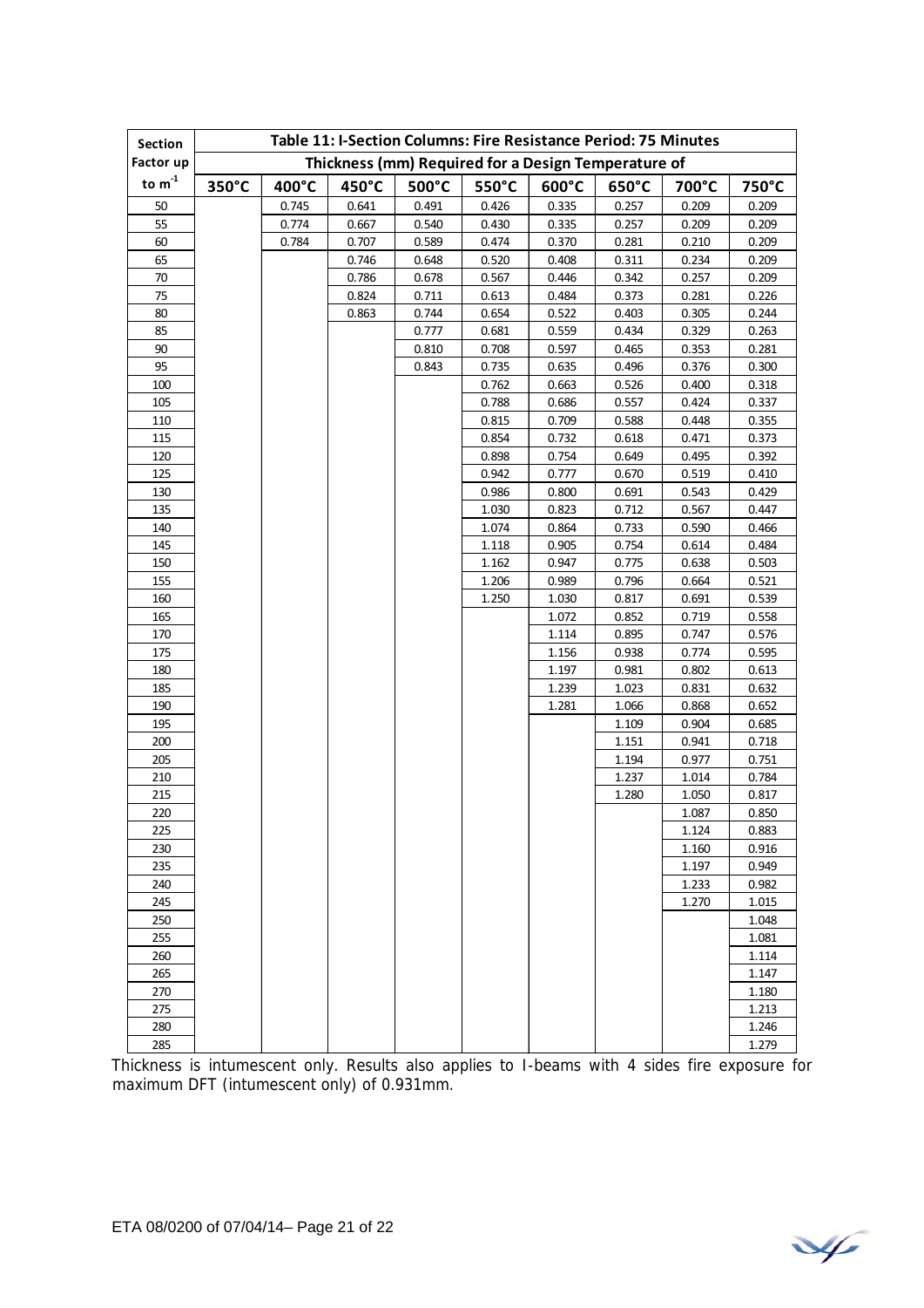| Section Factor up to $m^{-1}$ | Table 11: I-Section Columns: Fire Resistance Period: 75 Minutes | | | | | | | | |
|---|---|---|---|---|---|---|---|---|---|
| | Thickness (mm) Required for a Design Temperature of | | | | | | | | |
| | 350°C | 400°C | 450°C | 500°C | 550°C | 600°C | 650°C | 700°C | 750°C |
| 50 | | 0.745 | 0.641 | 0.491 | 0.426 | 0.335 | 0.257 | 0.209 | 0.209 |
| 55 | | 0.774 | 0.667 | 0.540 | 0.430 | 0.335 | 0.257 | 0.209 | 0.209 |
| 60 | | 0.784 | 0.707 | 0.589 | 0.474 | 0.370 | 0.281 | 0.210 | 0.209 |
| 65 | | | 0.746 | 0.648 | 0.520 | 0.408 | 0.311 | 0.234 | 0.209 |
| 70 | | | 0.786 | 0.678 | 0.567 | 0.446 | 0.342 | 0.257 | 0.209 |
| 75 | | | 0.824 | 0.711 | 0.613 | 0.484 | 0.373 | 0.281 | 0.226 |
| 80 | | | 0.863 | 0.744 | 0.654 | 0.522 | 0.403 | 0.305 | 0.244 |
| 85 | | | | 0.777 | 0.681 | 0.559 | 0.434 | 0.329 | 0.263 |
| 90 | | | | 0.810 | 0.708 | 0.597 | 0.465 | 0.353 | 0.281 |
| 95 | | | | 0.843 | 0.735 | 0.635 | 0.496 | 0.376 | 0.300 |
| 100 | | | | | 0.762 | 0.663 | 0.526 | 0.400 | 0.318 |
| 105 | | | | | 0.788 | 0.686 | 0.557 | 0.424 | 0.337 |
| 110 | | | | | 0.815 | 0.709 | 0.588 | 0.448 | 0.355 |
| 115 | | | | | 0.854 | 0.732 | 0.618 | 0.471 | 0.373 |
| 120 | | | | | 0.898 | 0.754 | 0.649 | 0.495 | 0.392 |
| 125 | | | | | 0.942 | 0.777 | 0.670 | 0.519 | 0.410 |
| 130 | | | | | 0.986 | 0.800 | 0.691 | 0.543 | 0.429 |
| 135 | | | | | 1.030 | 0.823 | 0.712 | 0.567 | 0.447 |
| 140 | | | | | 1.074 | 0.864 | 0.733 | 0.590 | 0.466 |
| 145 | | | | | 1.118 | 0.905 | 0.754 | 0.614 | 0.484 |
| 150 | | | | | 1.162 | 0.947 | 0.775 | 0.638 | 0.503 |
| 155 | | | | | 1.206 | 0.989 | 0.796 | 0.664 | 0.521 |
| 160 | | | | | 1.250 | 1.030 | 0.817 | 0.691 | 0.539 |
| 165 | | | | | | 1.072 | 0.852 | 0.719 | 0.558 |
| 170 | | | | | | 1.114 | 0.895 | 0.747 | 0.576 |
| 175 | | | | | | 1.156 | 0.938 | 0.774 | 0.595 |
| 180 | | | | | | 1.197 | 0.981 | 0.802 | 0.613 |
| 185 | | | | | | 1.239 | 1.023 | 0.831 | 0.632 |
| 190 | | | | | | 1.281 | 1.066 | 0.868 | 0.652 |
| 195 | | | | | | | 1.109 | 0.904 | 0.685 |
| 200 | | | | | | | 1.151 | 0.941 | 0.718 |
| 205 | | | | | | | 1.194 | 0.977 | 0.751 |
| 210 | | | | | | | 1.237 | 1.014 | 0.784 |
| 215 | | | | | | | 1.280 | 1.050 | 0.817 |
| 220 | | | | | | | | 1.087 | 0.850 |
| 225 | | | | | | | | 1.124 | 0.883 |
| 230 | | | | | | | | 1.160 | 0.916 |
| 235 | | | | | | | | 1.197 | 0.949 |
| 240 | | | | | | | | 1.233 | 0.982 |
| 245 | | | | | | | | 1.270 | 1.015 |
| 250 | | | | | | | | | 1.048 |
| 255 | | | | | | | | | 1.081 |
| 260 | | | | | | | | | 1.114 |
| 265 | | | | | | | | | 1.147 |
| 270 | | | | | | | | | 1.180 |
| 275 | | | | | | | | | 1.213 |
| 280 | | | | | | | | | 1.246 |
| 285 | | | | | | | | | 1.279 |

Thickness is intumescent only. Results also applies to I-beams with 4 sides fire exposure for maximum DFT (intumescent only) of 0.931mm.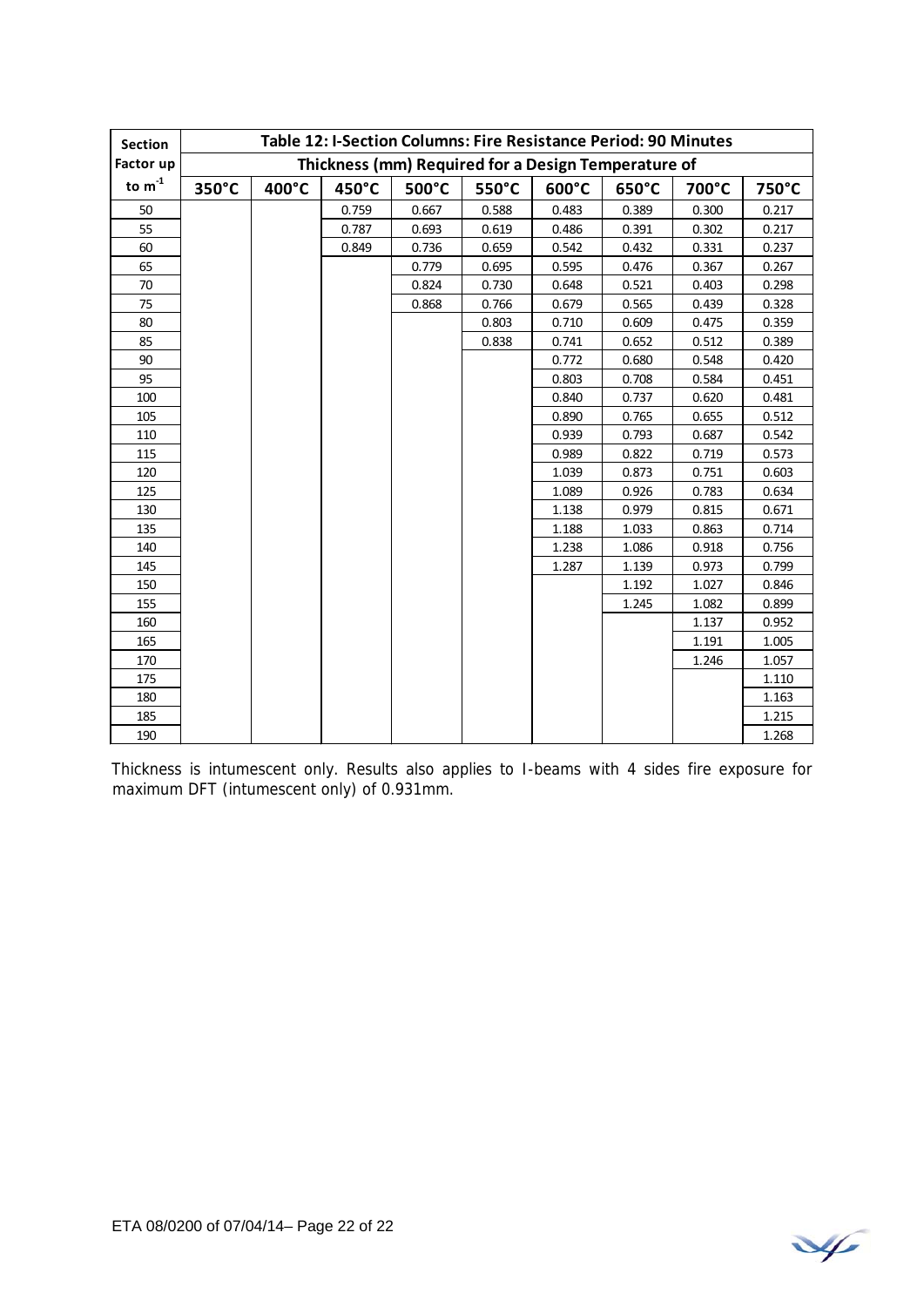| Section Factor up to $m^{-1}$ | Table 12: I-Section Columns: Fire Resistance Period: 90 Minutes | | | | | | | | |
|---|---|---|---|---|---|---|---|---|---|
| | Thickness (mm) Required for a Design Temperature of | | | | | | | | |
| | 350°C | 400°C | 450°C | 500°C | 550°C | 600°C | 650°C | 700°C | 750°C |
| 50 | | | 0.759 | 0.667 | 0.588 | 0.483 | 0.389 | 0.300 | 0.217 |
| 55 | | | 0.787 | 0.693 | 0.619 | 0.486 | 0.391 | 0.302 | 0.217 |
| 60 | | | 0.849 | 0.736 | 0.659 | 0.542 | 0.432 | 0.331 | 0.237 |
| 65 | | | | 0.779 | 0.695 | 0.595 | 0.476 | 0.367 | 0.267 |
| 70 | | | | 0.824 | 0.730 | 0.648 | 0.521 | 0.403 | 0.298 |
| 75 | | | | 0.868 | 0.766 | 0.679 | 0.565 | 0.439 | 0.328 |
| 80 | | | | | 0.803 | 0.710 | 0.609 | 0.475 | 0.359 |
| 85 | | | | | 0.838 | 0.741 | 0.652 | 0.512 | 0.389 |
| 90 | | | | | | 0.772 | 0.680 | 0.548 | 0.420 |
| 95 | | | | | | 0.803 | 0.708 | 0.584 | 0.451 |
| 100 | | | | | | 0.840 | 0.737 | 0.620 | 0.481 |
| 105 | | | | | | 0.890 | 0.765 | 0.655 | 0.512 |
| 110 | | | | | | 0.939 | 0.793 | 0.687 | 0.542 |
| 115 | | | | | | 0.989 | 0.822 | 0.719 | 0.573 |
| 120 | | | | | | 1.039 | 0.873 | 0.751 | 0.603 |
| 125 | | | | | | 1.089 | 0.926 | 0.783 | 0.634 |
| 130 | | | | | | 1.138 | 0.979 | 0.815 | 0.671 |
| 135 | | | | | | 1.188 | 1.033 | 0.863 | 0.714 |
| 140 | | | | | | 1.238 | 1.086 | 0.918 | 0.756 |
| 145 | | | | | | 1.287 | 1.139 | 0.973 | 0.799 |
| 150 | | | | | | | 1.192 | 1.027 | 0.846 |
| 155 | | | | | | | 1.245 | 1.082 | 0.899 |
| 160 | | | | | | | | 1.137 | 0.952 |
| 165 | | | | | | | | 1.191 | 1.005 |
| 170 | | | | | | | | 1.246 | 1.057 |
| 175 | | | | | | | | | 1.110 |
| 180 | | | | | | | | | 1.163 |
| 185 | | | | | | | | | 1.215 |
| 190 | | | | | | | | | 1.268 |

Thickness is intumescent only. Results also applies to I-beams with 4 sides fire exposure for maximum DFT (intumescent only) of 0.931mm.